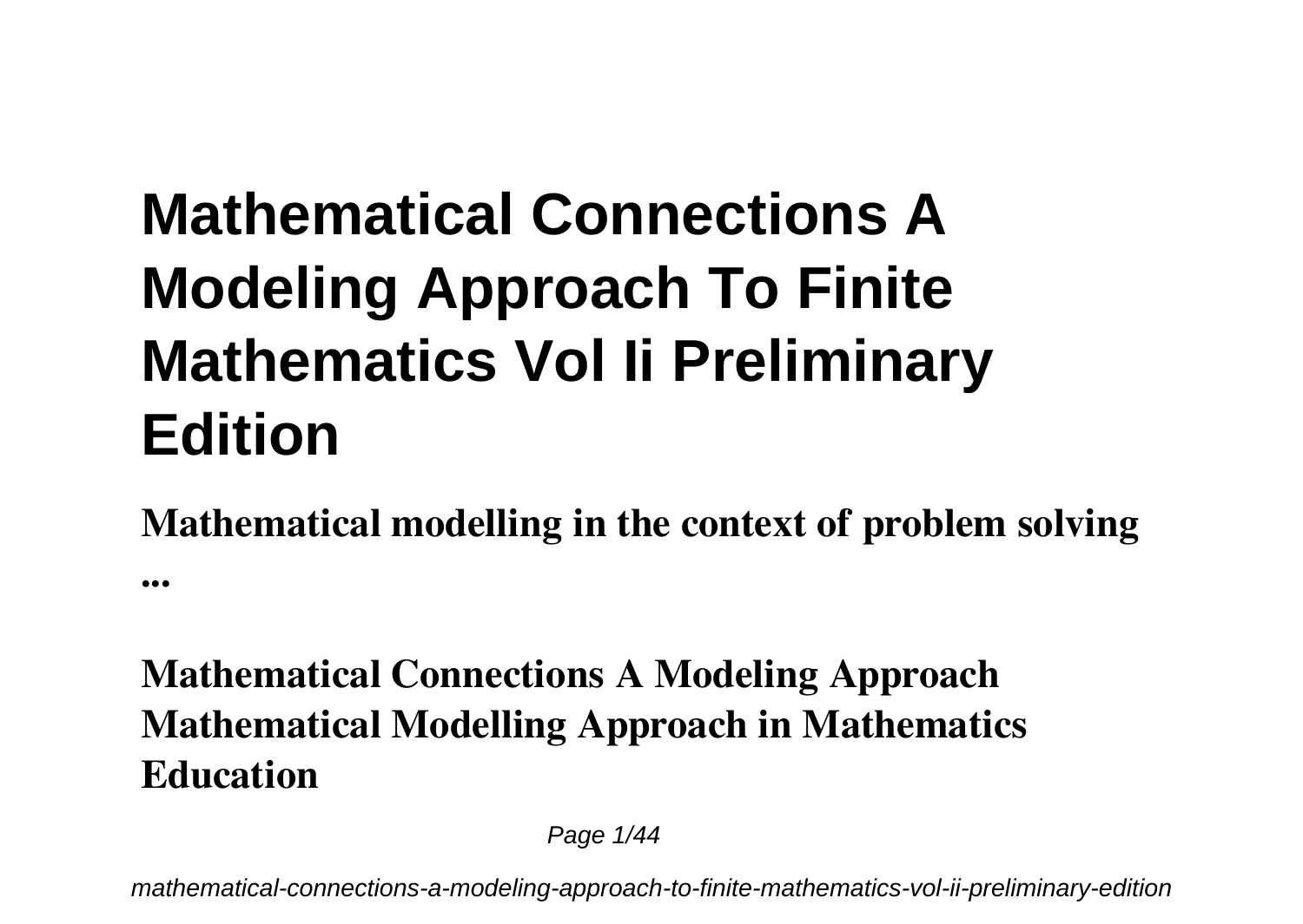# Mathematical Connections A Modeling Approach To Finite Mathematics Vol Ii Preliminary Edition

**Mathematical modelling in the context of problem solving ...**

**Mathematical Connections A Modeling Approach**
**Mathematical Modelling Approach in Mathematics Education**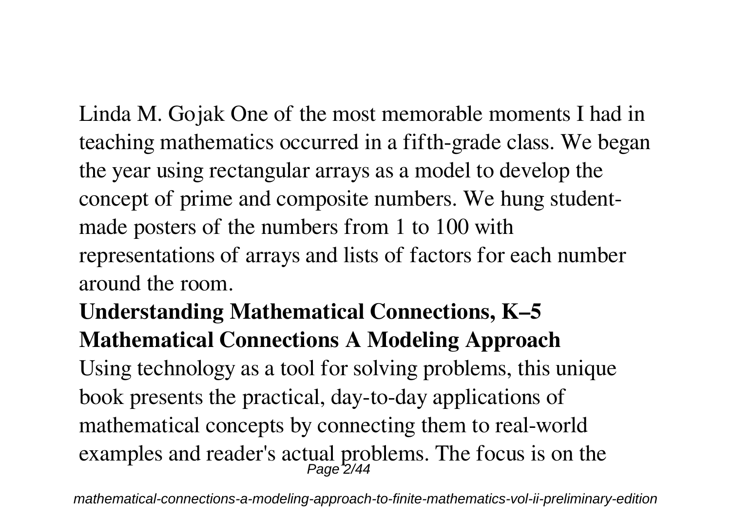Linda M. Gojak One of the most memorable moments I had in teaching mathematics occurred in a fifth-grade class. We began the year using rectangular arrays as a model to develop the concept of prime and composite numbers. We hung student-made posters of the numbers from 1 to 100 with representations of arrays and lists of factors for each number around the room.

**Understanding Mathematical Connections, K–5**

**Mathematical Connections A Modeling Approach**

Using technology as a tool for solving problems, this unique book presents the practical, day-to-day applications of mathematical concepts by connecting them to real-world examples and reader's actual problems. The focus is on the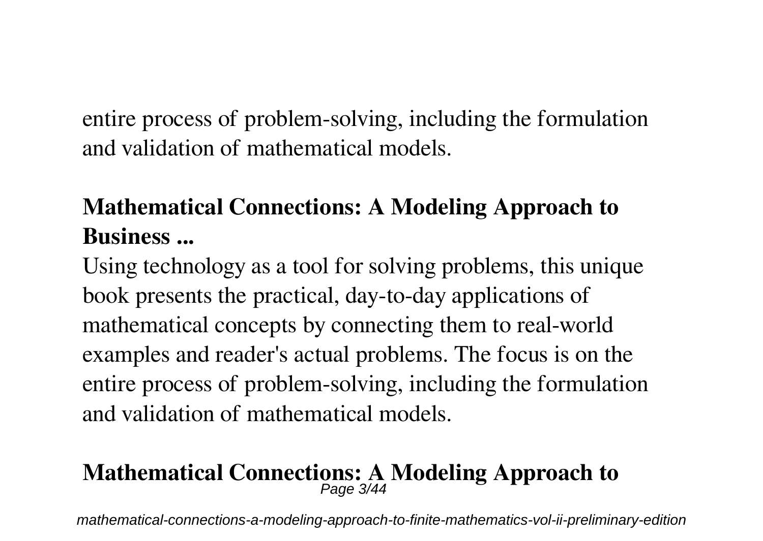entire process of problem-solving, including the formulation and validation of mathematical models.

## Mathematical Connections: A Modeling Approach to Business ...

Using technology as a tool for solving problems, this unique book presents the practical, day-to-day applications of mathematical concepts by connecting them to real-world examples and reader's actual problems. The focus is on the entire process of problem-solving, including the formulation and validation of mathematical models.

## Mathematical Connections: A Modeling Approach to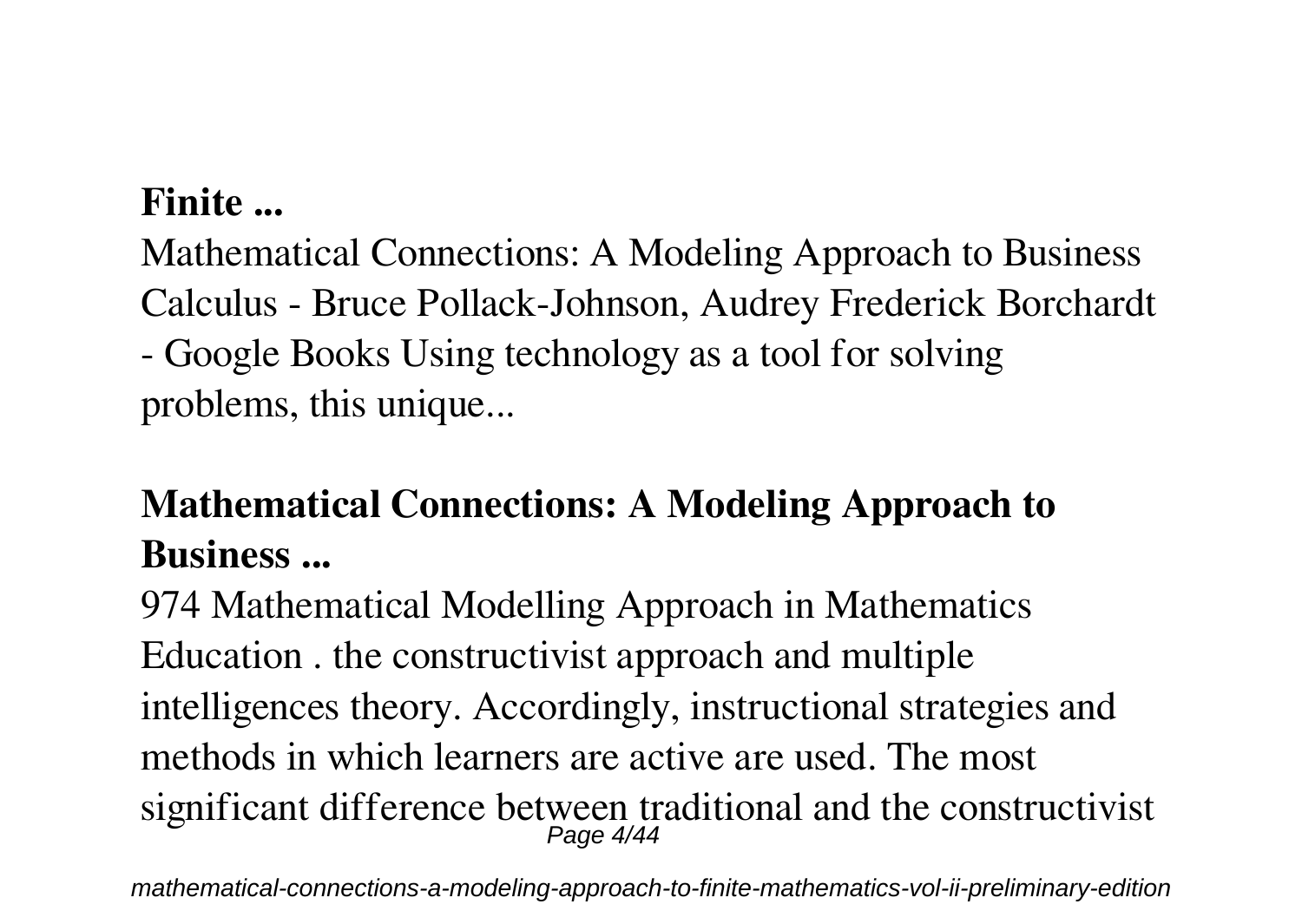**Finite ...**

Mathematical Connections: A Modeling Approach to Business Calculus - Bruce Pollack-Johnson, Audrey Frederick Borchardt - Google Books Using technology as a tool for solving problems, this unique...

## Mathematical Connections: A Modeling Approach to Business ...

974 Mathematical Modelling Approach in Mathematics Education . the constructivist approach and multiple intelligences theory. Accordingly, instructional strategies and methods in which learners are active are used. The most significant difference between traditional and the constructivist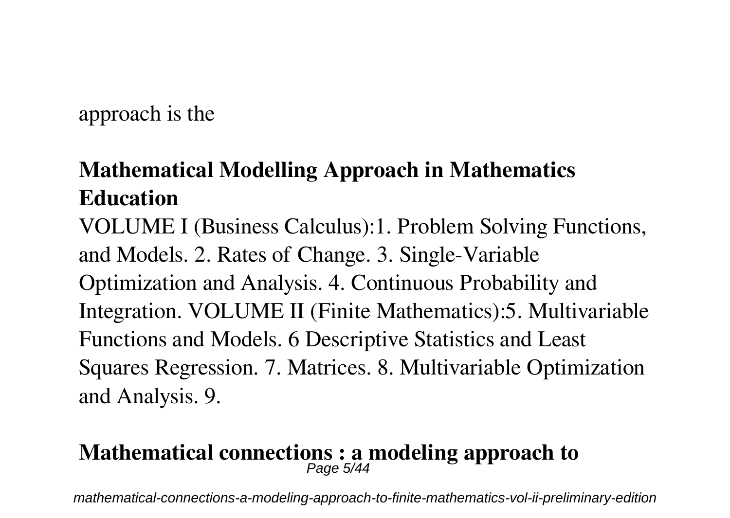approach is the

## Mathematical Modelling Approach in Mathematics Education

VOLUME I (Business Calculus):1. Problem Solving Functions, and Models. 2. Rates of Change. 3. Single-Variable Optimization and Analysis. 4. Continuous Probability and Integration. VOLUME II (Finite Mathematics):5. Multivariable Functions and Models. 6 Descriptive Statistics and Least Squares Regression. 7. Matrices. 8. Multivariable Optimization and Analysis. 9.

## Mathematical connections : a modeling approach to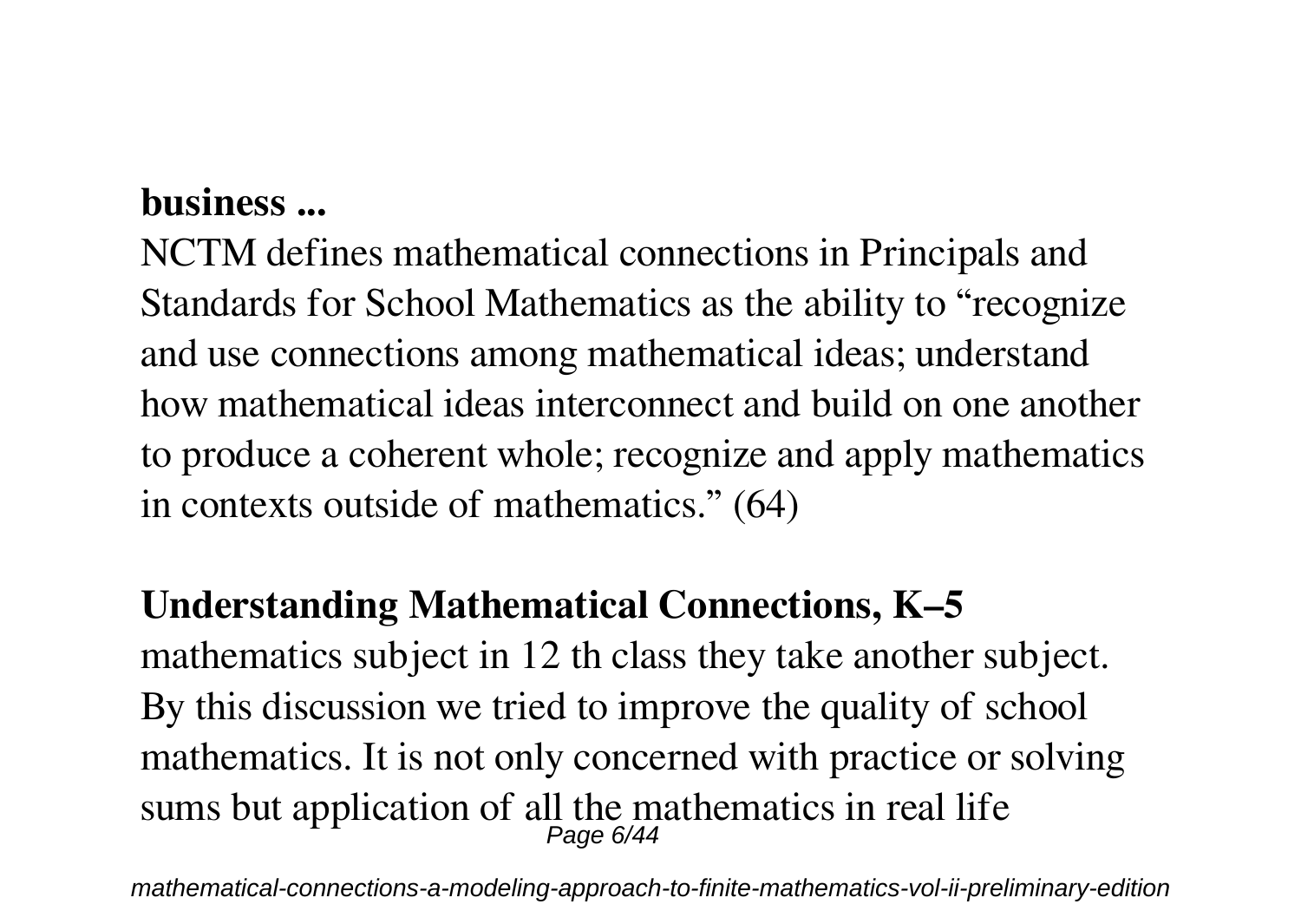**business ...**

NCTM defines mathematical connections in Principals and Standards for School Mathematics as the ability to "recognize and use connections among mathematical ideas; understand how mathematical ideas interconnect and build on one another to produce a coherent whole; recognize and apply mathematics in contexts outside of mathematics." (64)

## Understanding Mathematical Connections, K–5

mathematics subject in 12 th class they take another subject. By this discussion we tried to improve the quality of school mathematics. It is not only concerned with practice or solving sums but application of all the mathematics in real life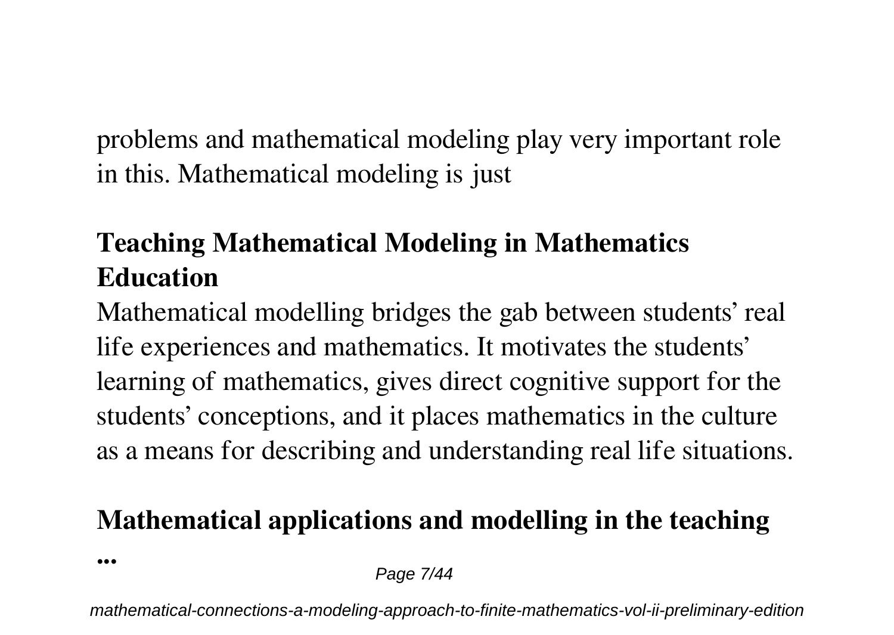problems and mathematical modeling play very important role in this. Mathematical modeling is just

## Teaching Mathematical Modeling in Mathematics Education

Mathematical modelling bridges the gab between students' real life experiences and mathematics. It motivates the students' learning of mathematics, gives direct cognitive support for the students' conceptions, and it places mathematics in the culture as a means for describing and understanding real life situations.

## Mathematical applications and modelling in the teaching ...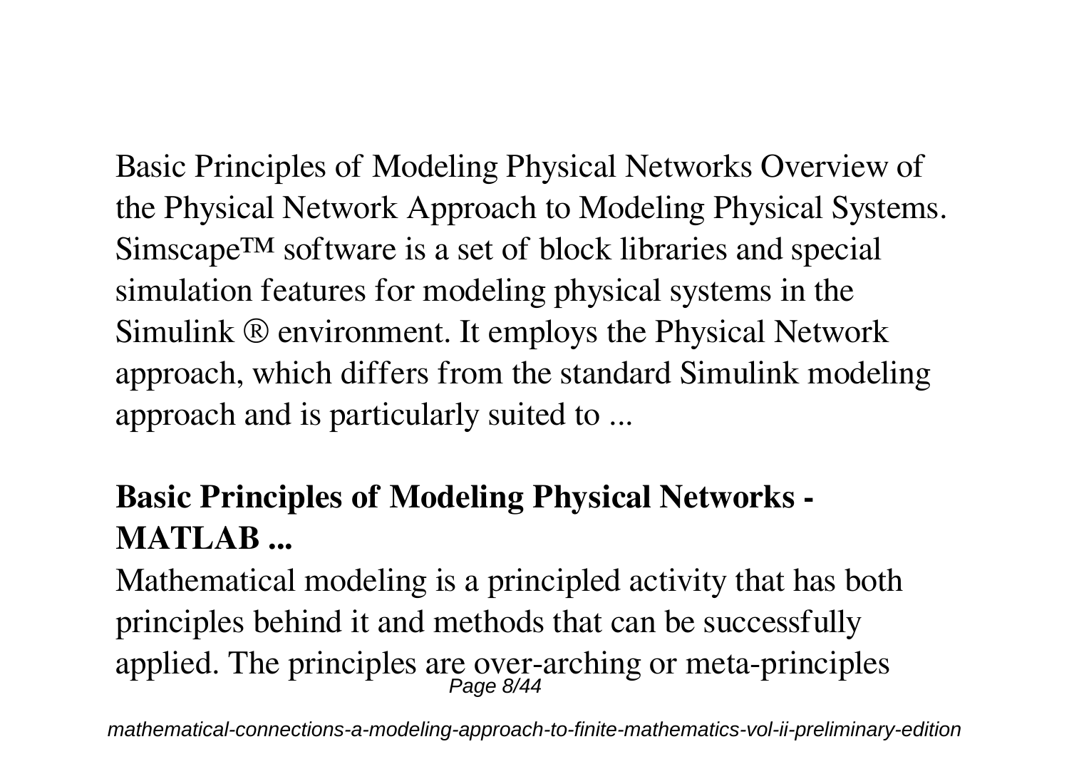Basic Principles of Modeling Physical Networks Overview of the Physical Network Approach to Modeling Physical Systems. Simscape™ software is a set of block libraries and special simulation features for modeling physical systems in the Simulink ® environment. It employs the Physical Network approach, which differs from the standard Simulink modeling approach and is particularly suited to ...

**Basic Principles of Modeling Physical Networks - MATLAB ...**

Mathematical modeling is a principled activity that has both principles behind it and methods that can be successfully applied. The principles are over-arching or meta-principles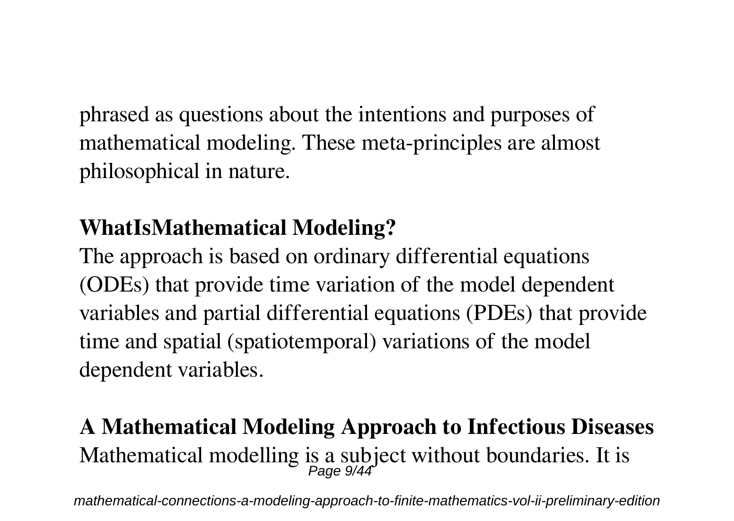phrased as questions about the intentions and purposes of mathematical modeling. These meta-principles are almost philosophical in nature.

**WhatIsMathematical Modeling?**

The approach is based on ordinary differential equations (ODEs) that provide time variation of the model dependent variables and partial differential equations (PDEs) that provide time and spatial (spatiotemporal) variations of the model dependent variables.

**A Mathematical Modeling Approach to Infectious Diseases**

Mathematical modelling is a subject without boundaries. It is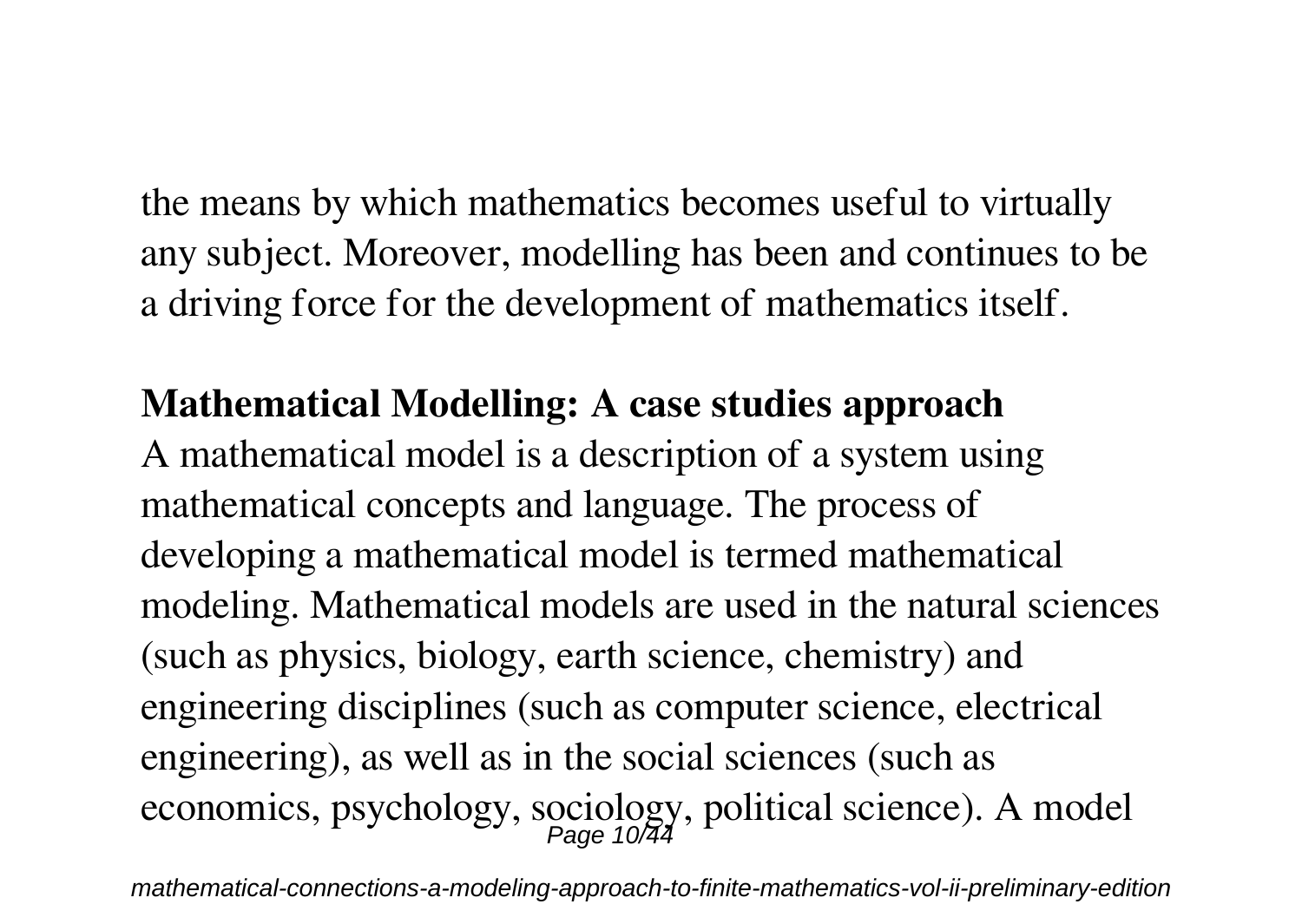the means by which mathematics becomes useful to virtually any subject. Moreover, modelling has been and continues to be a driving force for the development of mathematics itself.

**Mathematical Modelling: A case studies approach**

A mathematical model is a description of a system using mathematical concepts and language. The process of developing a mathematical model is termed mathematical modeling. Mathematical models are used in the natural sciences (such as physics, biology, earth science, chemistry) and engineering disciplines (such as computer science, electrical engineering), as well as in the social sciences (such as economics, psychology, sociology, political science). A model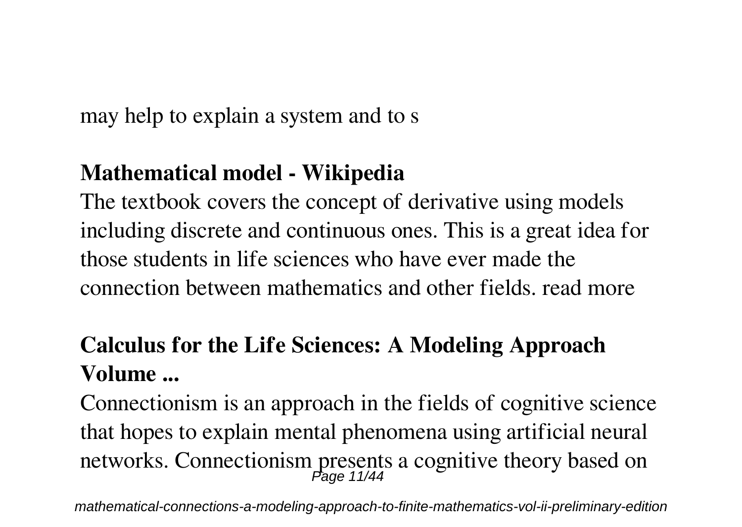may help to explain a system and to s

**Mathematical model - Wikipedia**

The textbook covers the concept of derivative using models including discrete and continuous ones. This is a great idea for those students in life sciences who have ever made the connection between mathematics and other fields. read more

**Calculus for the Life Sciences: A Modeling Approach Volume ...**

Connectionism is an approach in the fields of cognitive science that hopes to explain mental phenomena using artificial neural networks. Connectionism presents a cognitive theory based on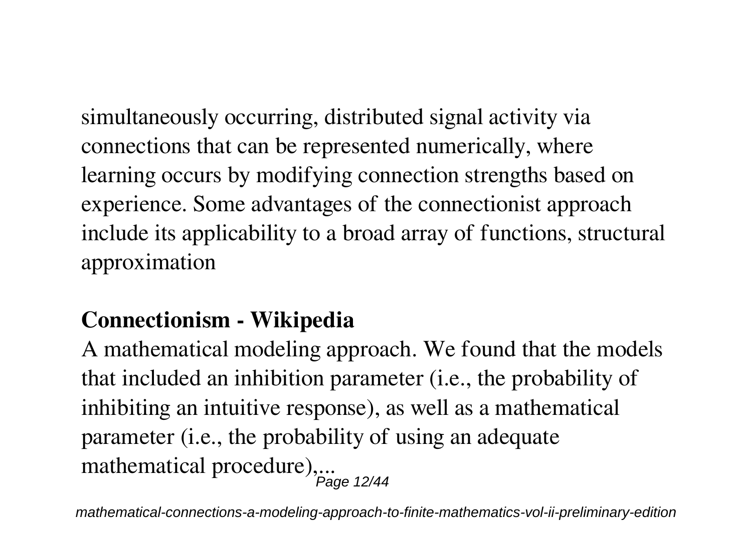simultaneously occurring, distributed signal activity via connections that can be represented numerically, where learning occurs by modifying connection strengths based on experience. Some advantages of the connectionist approach include its applicability to a broad array of functions, structural approximation

**Connectionism - Wikipedia**

A mathematical modeling approach. We found that the models that included an inhibition parameter (i.e., the probability of inhibiting an intuitive response), as well as a mathematical parameter (i.e., the probability of using an adequate mathematical procedure),...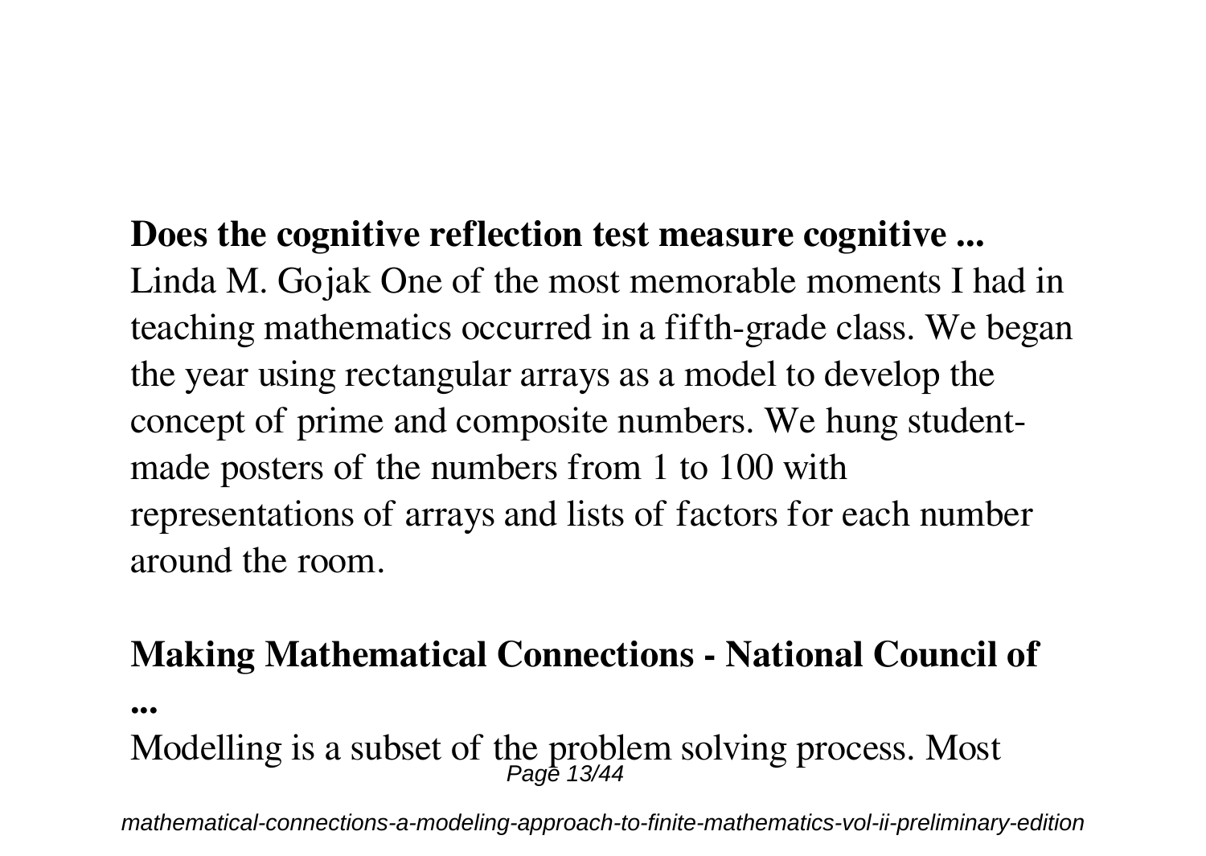**Does the cognitive reflection test measure cognitive ...**

Linda M. Gojak One of the most memorable moments I had in teaching mathematics occurred in a fifth-grade class. We began the year using rectangular arrays as a model to develop the concept of prime and composite numbers. We hung student-made posters of the numbers from 1 to 100 with representations of arrays and lists of factors for each number around the room.

**Making Mathematical Connections - National Council of ...**

Modelling is a subset of the problem solving process. Most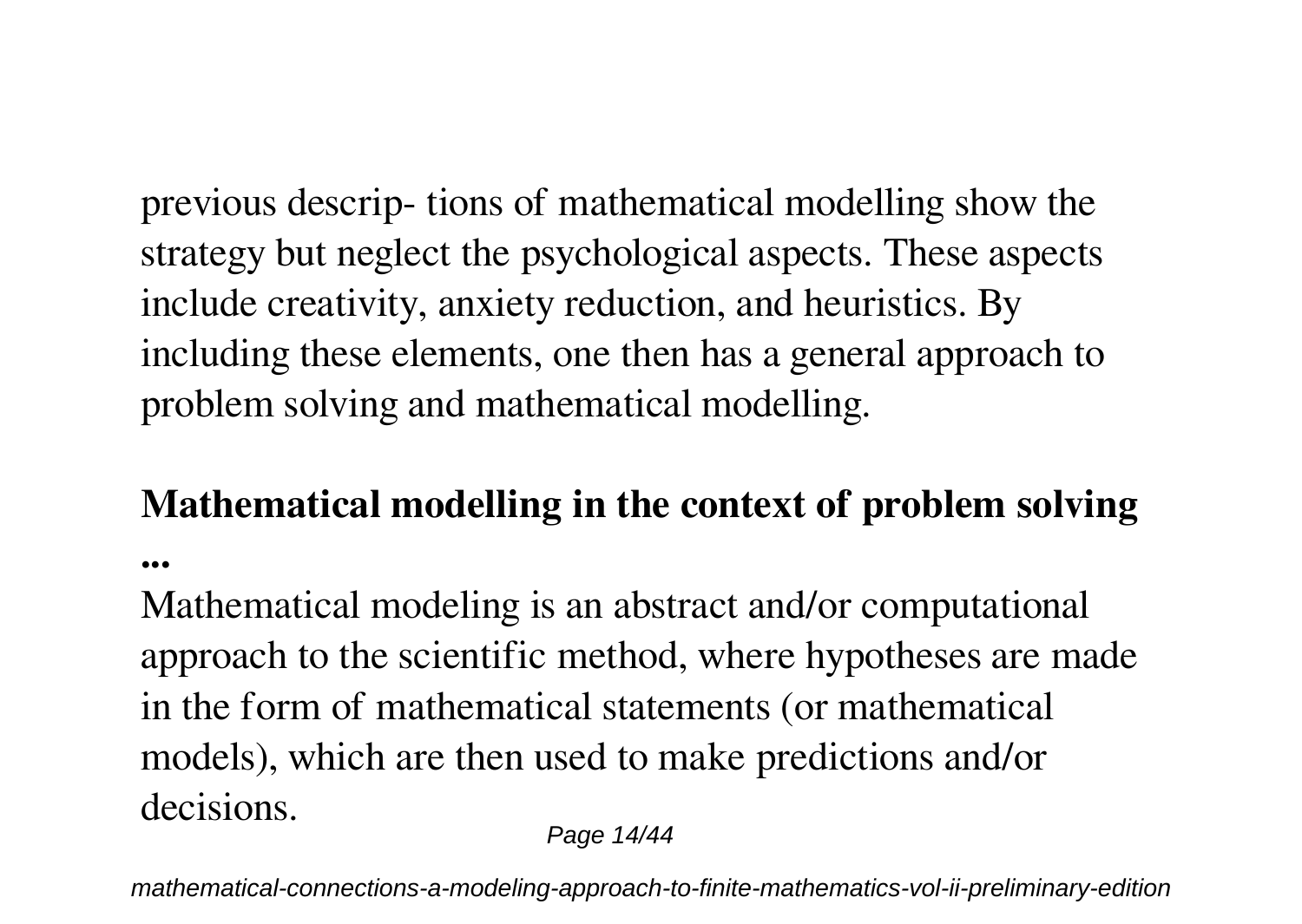previous descrip- tions of mathematical modelling show the strategy but neglect the psychological aspects. These aspects include creativity, anxiety reduction, and heuristics. By including these elements, one then has a general approach to problem solving and mathematical modelling.

## Mathematical modelling in the context of problem solving ...

Mathematical modeling is an abstract and/or computational approach to the scientific method, where hypotheses are made in the form of mathematical statements (or mathematical models), which are then used to make predictions and/or decisions.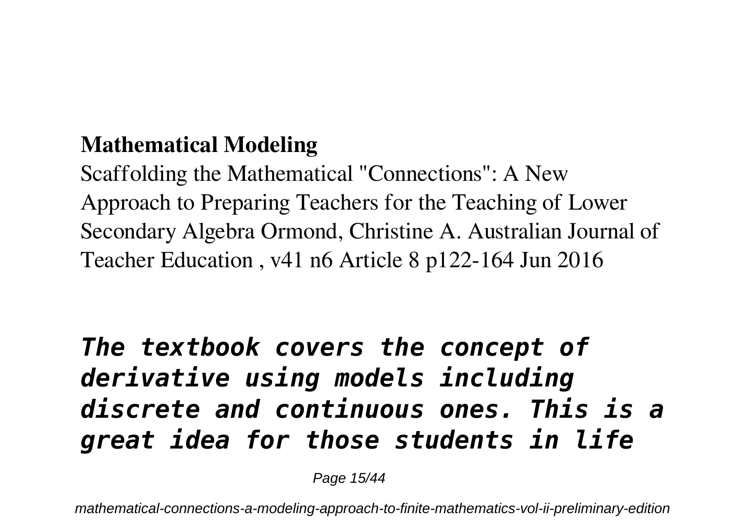**Mathematical Modeling**

Scaffolding the Mathematical "Connections": A New Approach to Preparing Teachers for the Teaching of Lower Secondary Algebra Ormond, Christine A. Australian Journal of Teacher Education , v41 n6 Article 8 p122-164 Jun 2016

## *The textbook covers the concept of derivative using models including discrete and continuous ones. This is a great idea for those students in life*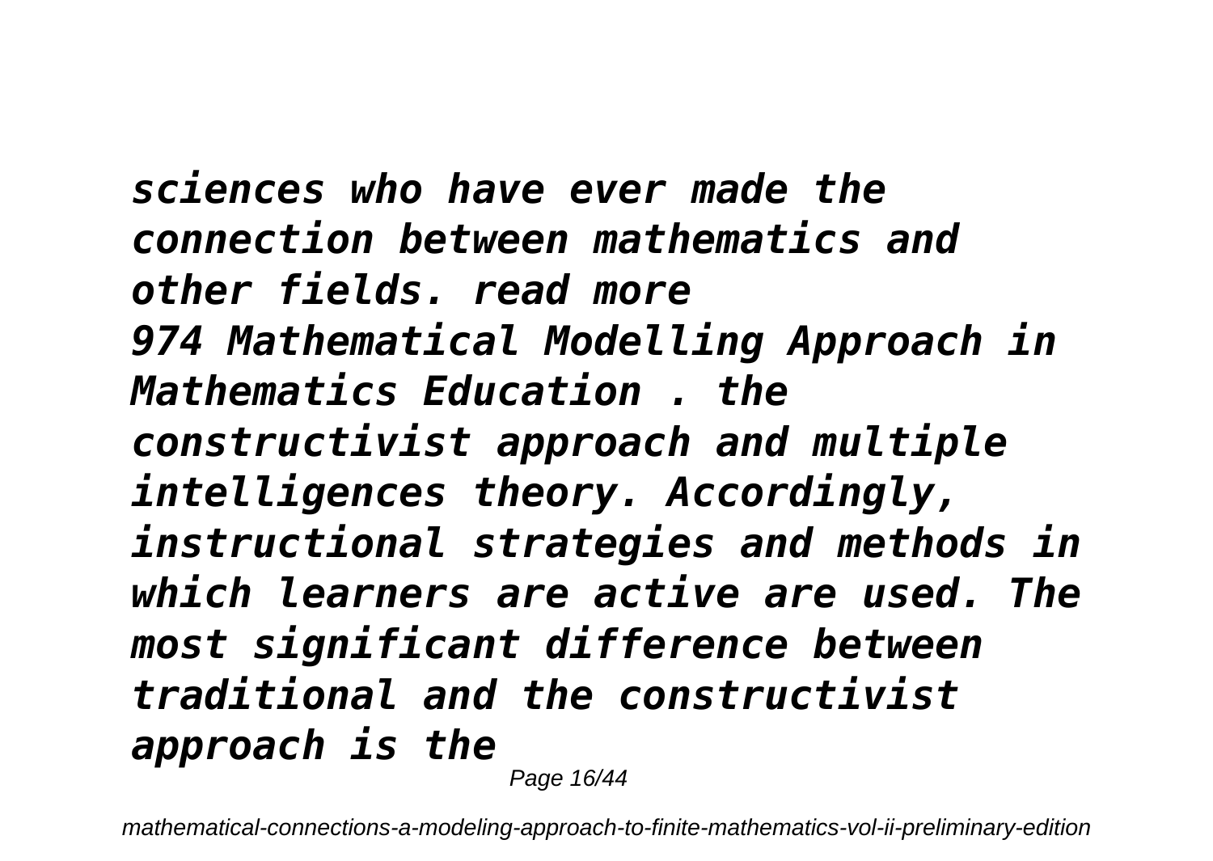*sciences who have ever made the connection between mathematics and other fields. read more*
*974 Mathematical Modelling Approach in Mathematics Education . the constructivist approach and multiple intelligences theory. Accordingly, instructional strategies and methods in which learners are active are used. The most significant difference between traditional and the constructivist approach is the*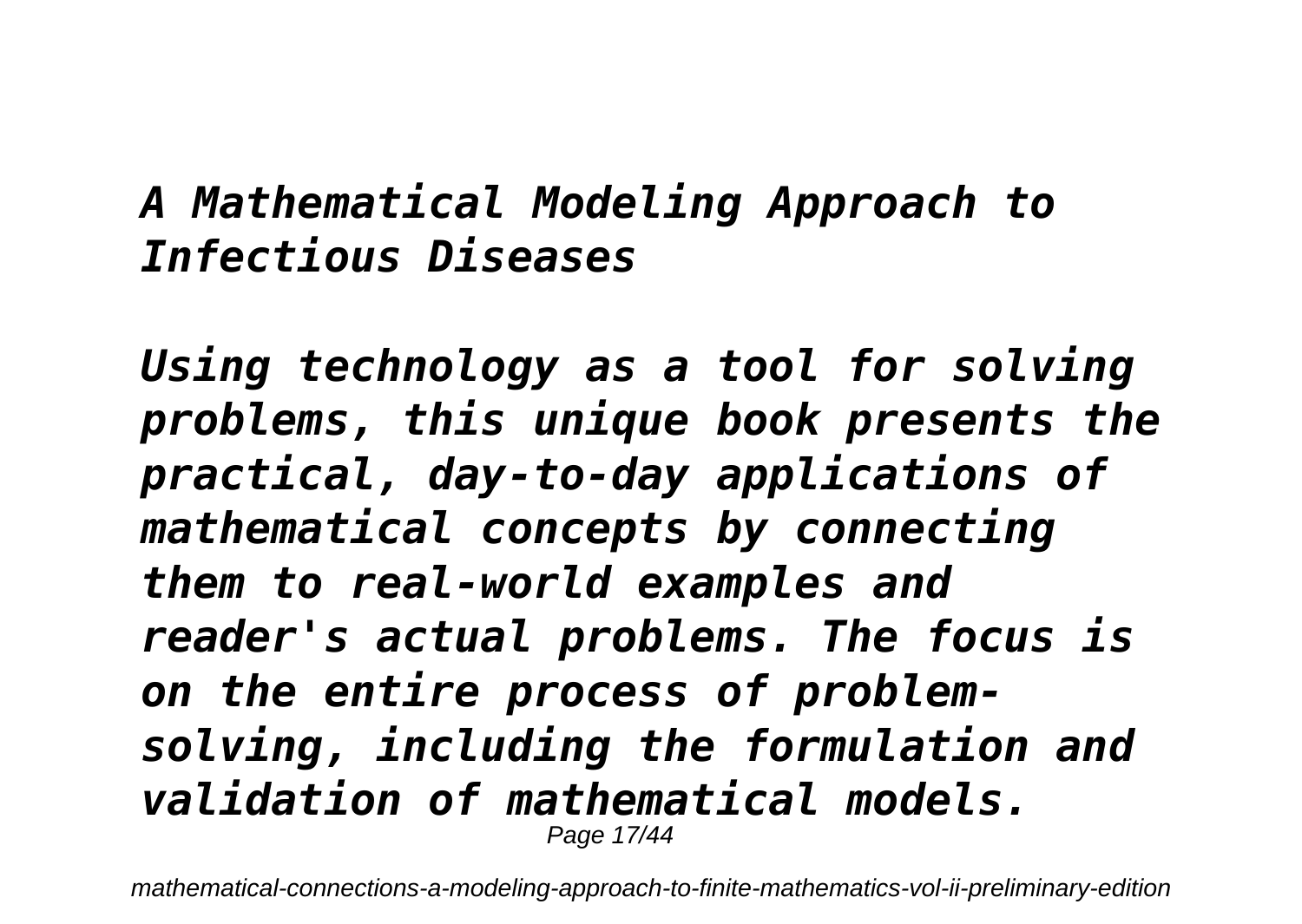***A Mathematical Modeling Approach to Infectious Diseases***

***Using technology as a tool for solving problems, this unique book presents the practical, day-to-day applications of mathematical concepts by connecting them to real-world examples and reader's actual problems. The focus is on the entire process of problem-solving, including the formulation and validation of mathematical models.***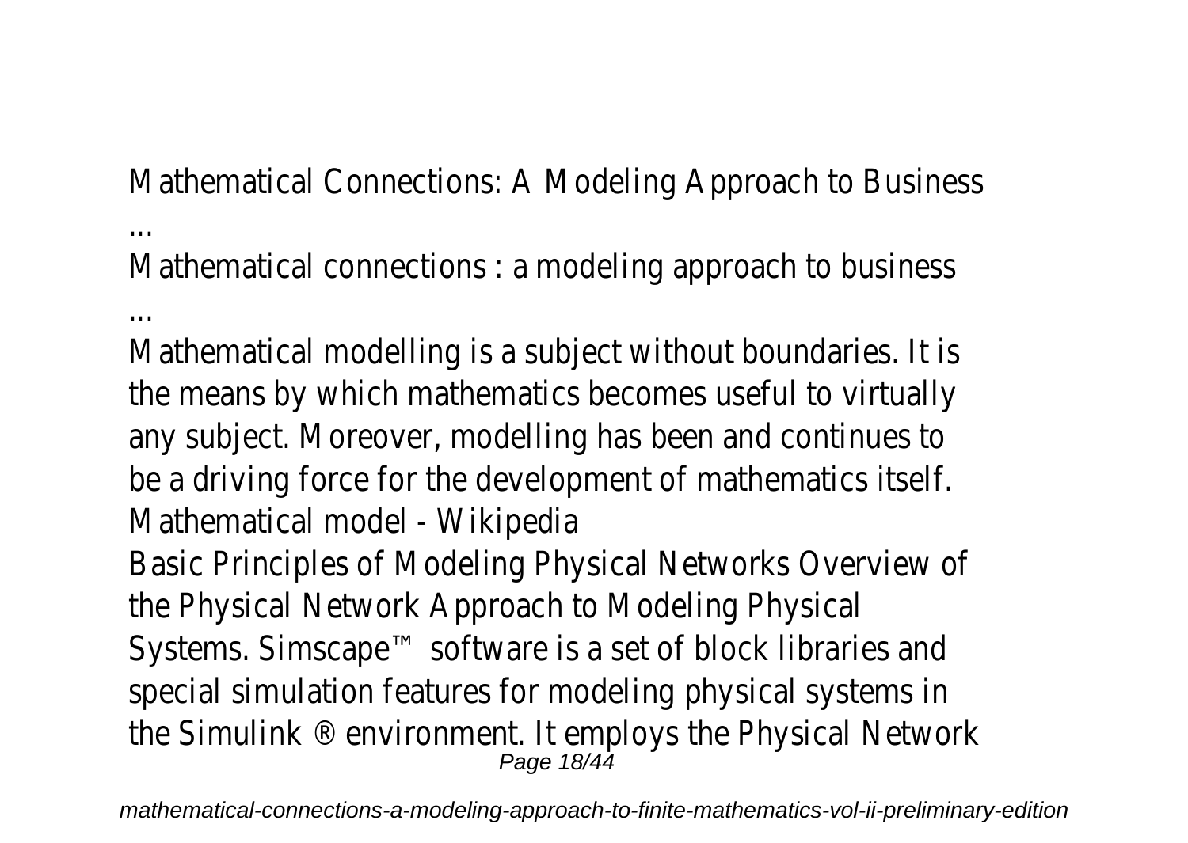Mathematical Connections: A Modeling Approach to Business ...

Mathematical connections : a modeling approach to business ...

Mathematical modelling is a subject without boundaries. It is the means by which mathematics becomes useful to virtually any subject. Moreover, modelling has been and continues to be a driving force for the development of mathematics itself.

Mathematical model - Wikipedia

Basic Principles of Modeling Physical Networks Overview of the Physical Network Approach to Modeling Physical Systems. Simscape™ software is a set of block libraries and special simulation features for modeling physical systems in the Simulink ® environment. It employs the Physical Network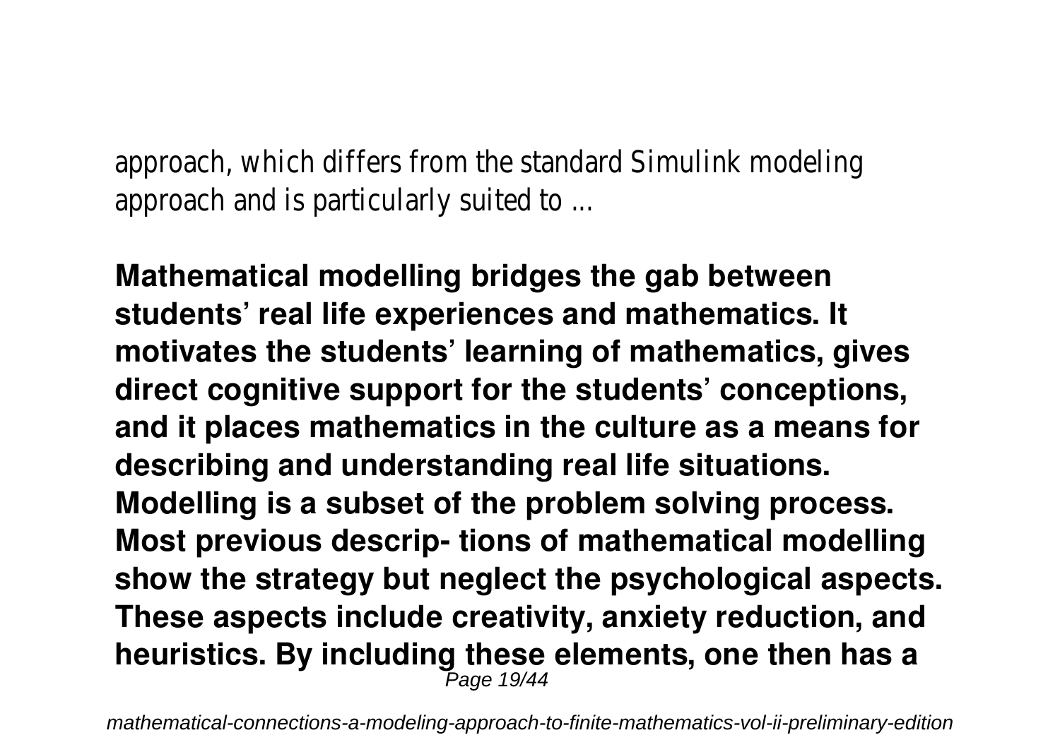approach, which differs from the standard Simulink modeling approach and is particularly suited to ...

**Mathematical modelling bridges the gab between students' real life experiences and mathematics. It motivates the students' learning of mathematics, gives direct cognitive support for the students' conceptions, and it places mathematics in the culture as a means for describing and understanding real life situations. Modelling is a subset of the problem solving process. Most previous descrip- tions of mathematical modelling show the strategy but neglect the psychological aspects. These aspects include creativity, anxiety reduction, and heuristics. By including these elements, one then has a**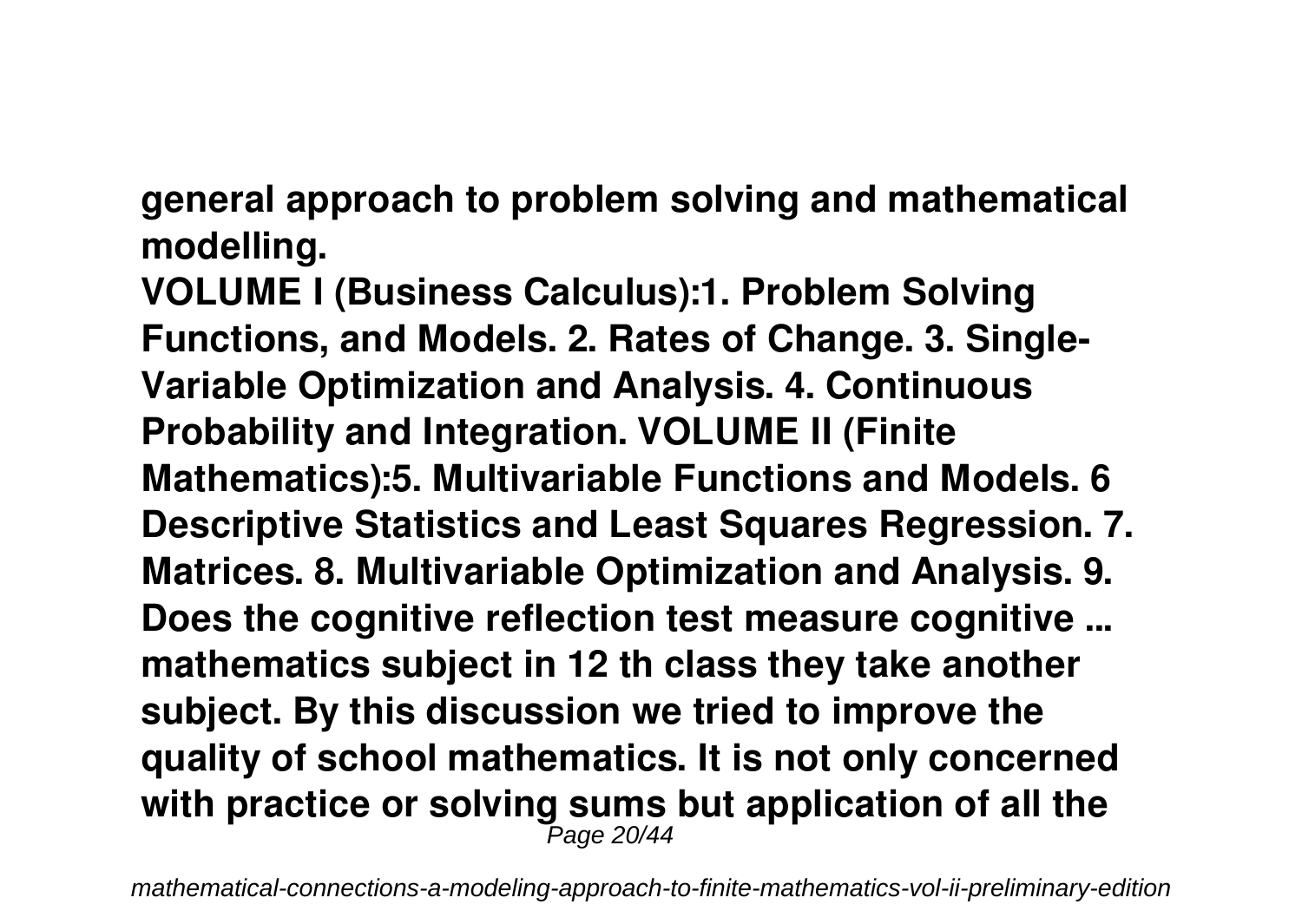**general approach to problem solving and mathematical modelling.**

**VOLUME I (Business Calculus):1. Problem Solving Functions, and Models. 2. Rates of Change. 3. Single-Variable Optimization and Analysis. 4. Continuous Probability and Integration. VOLUME II (Finite Mathematics):5. Multivariable Functions and Models. 6 Descriptive Statistics and Least Squares Regression. 7. Matrices. 8. Multivariable Optimization and Analysis. 9.**

**Does the cognitive reflection test measure cognitive ...**

**mathematics subject in 12 th class they take another subject. By this discussion we tried to improve the quality of school mathematics. It is not only concerned with practice or solving sums but application of all the**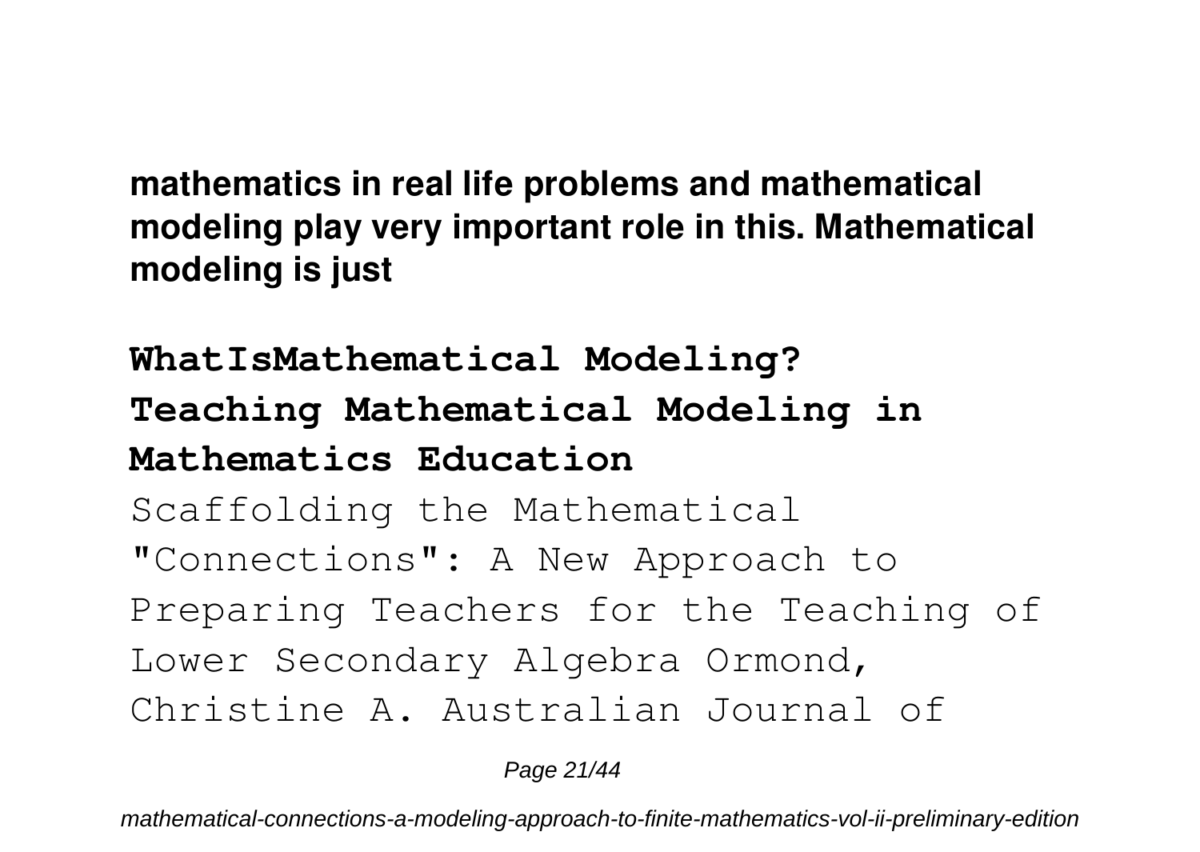**mathematics in real life problems and mathematical modeling play very important role in this. Mathematical modeling is just**

## WhatIsMathematical Modeling?

## Teaching Mathematical Modeling in Mathematics Education

Scaffolding the Mathematical "Connections": A New Approach to Preparing Teachers for the Teaching of Lower Secondary Algebra Ormond, Christine A. Australian Journal of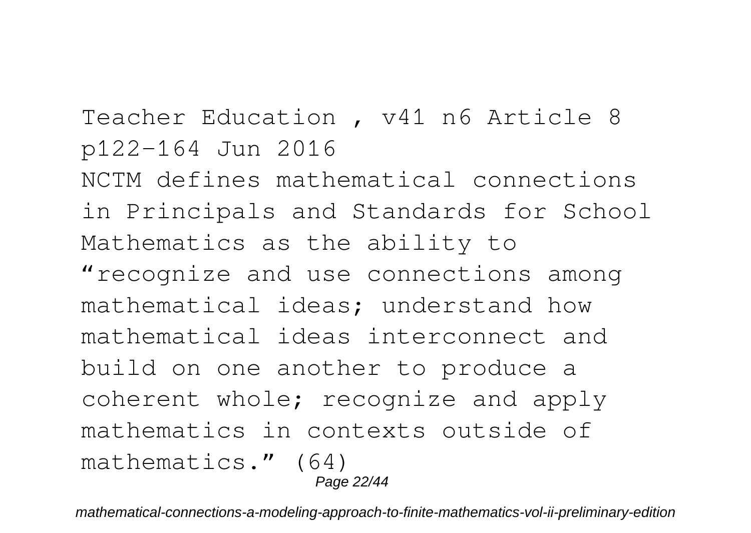Teacher Education , v41 n6 Article 8 p122-164 Jun 2016

NCTM defines mathematical connections in Principals and Standards for School Mathematics as the ability to "recognize and use connections among mathematical ideas; understand how mathematical ideas interconnect and build on one another to produce a coherent whole; recognize and apply mathematics in contexts outside of mathematics." (64)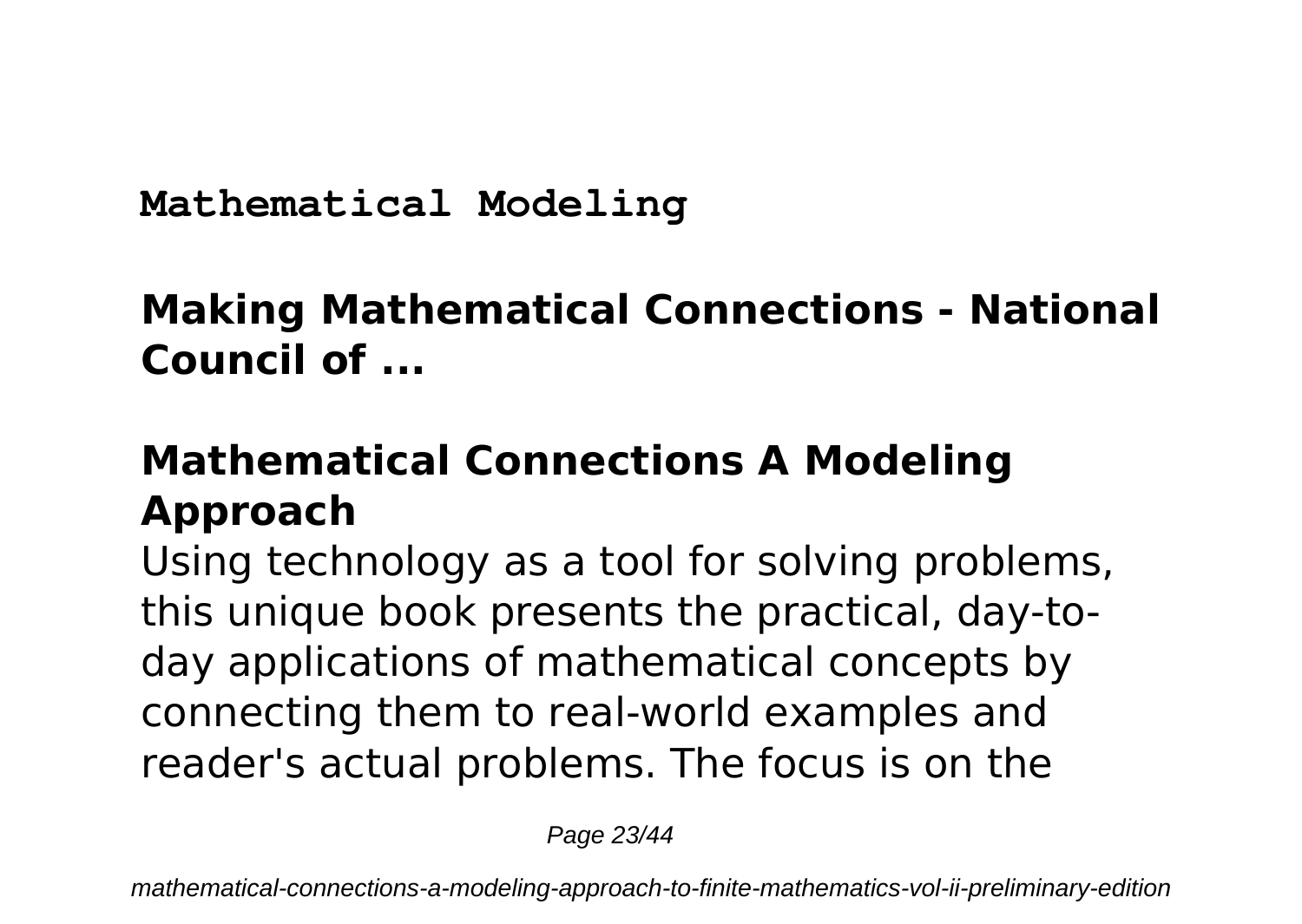**Mathematical Modeling**

## Making Mathematical Connections - National Council of ...

## Mathematical Connections A Modeling Approach

Using technology as a tool for solving problems, this unique book presents the practical, day-to-day applications of mathematical concepts by connecting them to real-world examples and reader's actual problems. The focus is on the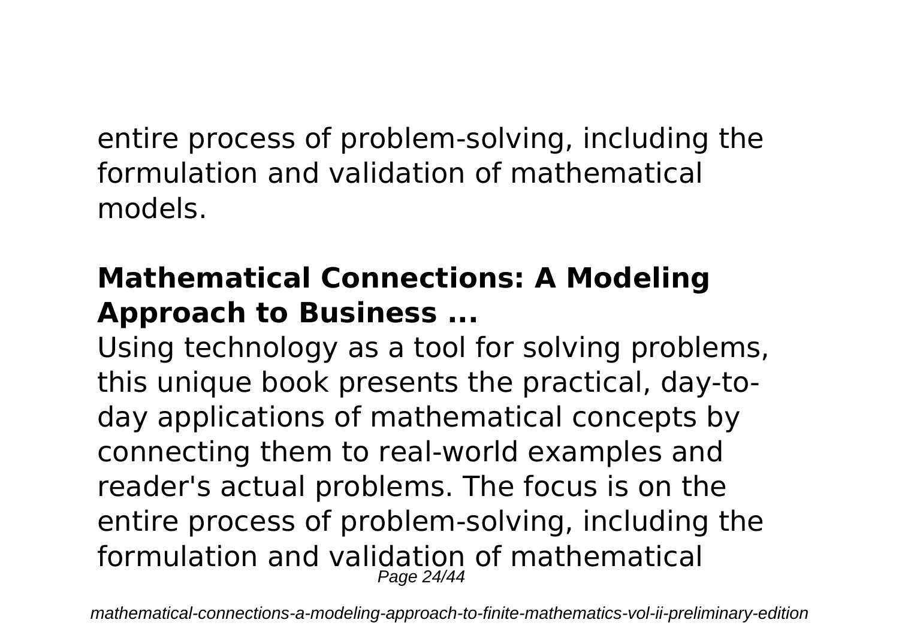entire process of problem-solving, including the formulation and validation of mathematical models.

## **Mathematical Connections: A Modeling Approach to Business ...**

Using technology as a tool for solving problems, this unique book presents the practical, day-to-day applications of mathematical concepts by connecting them to real-world examples and reader's actual problems. The focus is on the entire process of problem-solving, including the formulation and validation of mathematical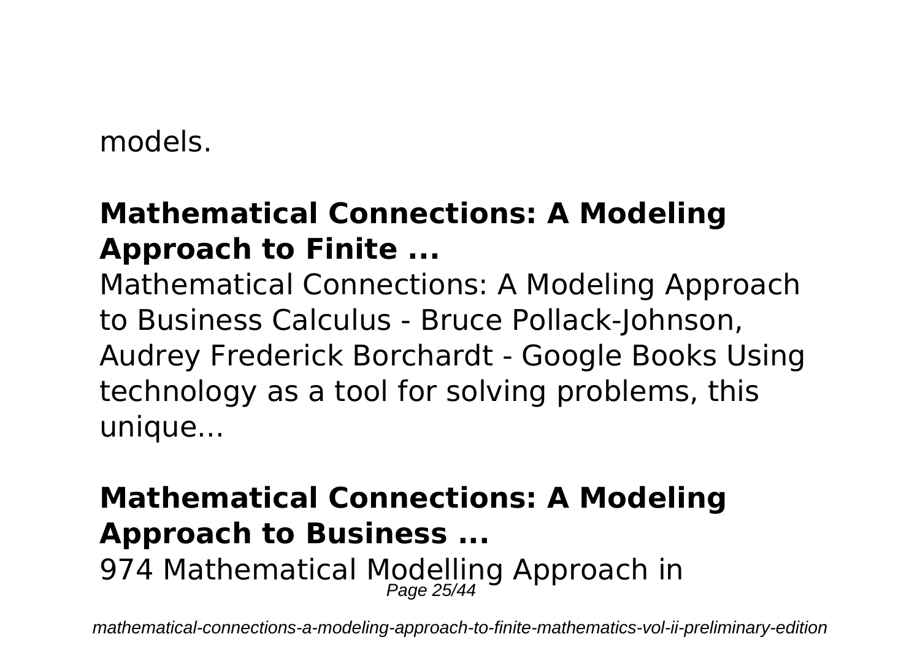models.

## Mathematical Connections: A Modeling Approach to Finite ...

Mathematical Connections: A Modeling Approach to Business Calculus - Bruce Pollack-Johnson, Audrey Frederick Borchardt - Google Books Using technology as a tool for solving problems, this unique...

## Mathematical Connections: A Modeling Approach to Business ...

974 Mathematical Modelling Approach in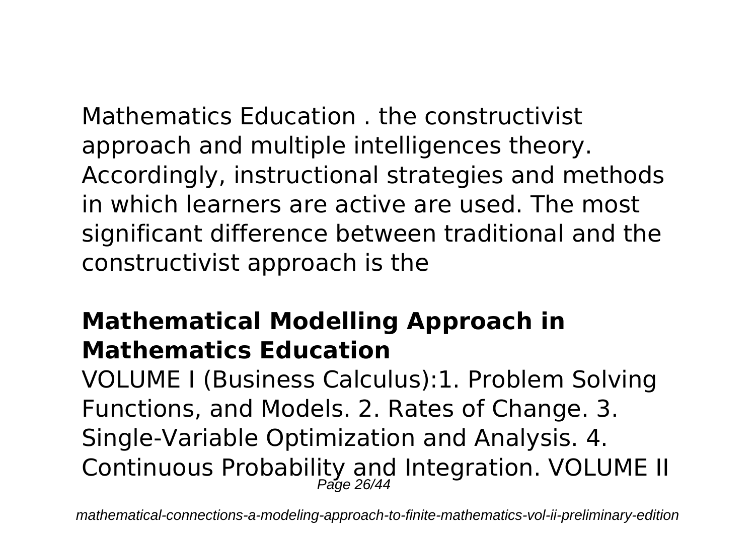Mathematics Education . the constructivist approach and multiple intelligences theory. Accordingly, instructional strategies and methods in which learners are active are used. The most significant difference between traditional and the constructivist approach is the

## Mathematical Modelling Approach in Mathematics Education

VOLUME I (Business Calculus):1. Problem Solving Functions, and Models. 2. Rates of Change. 3. Single-Variable Optimization and Analysis. 4. Continuous Probability and Integration. VOLUME II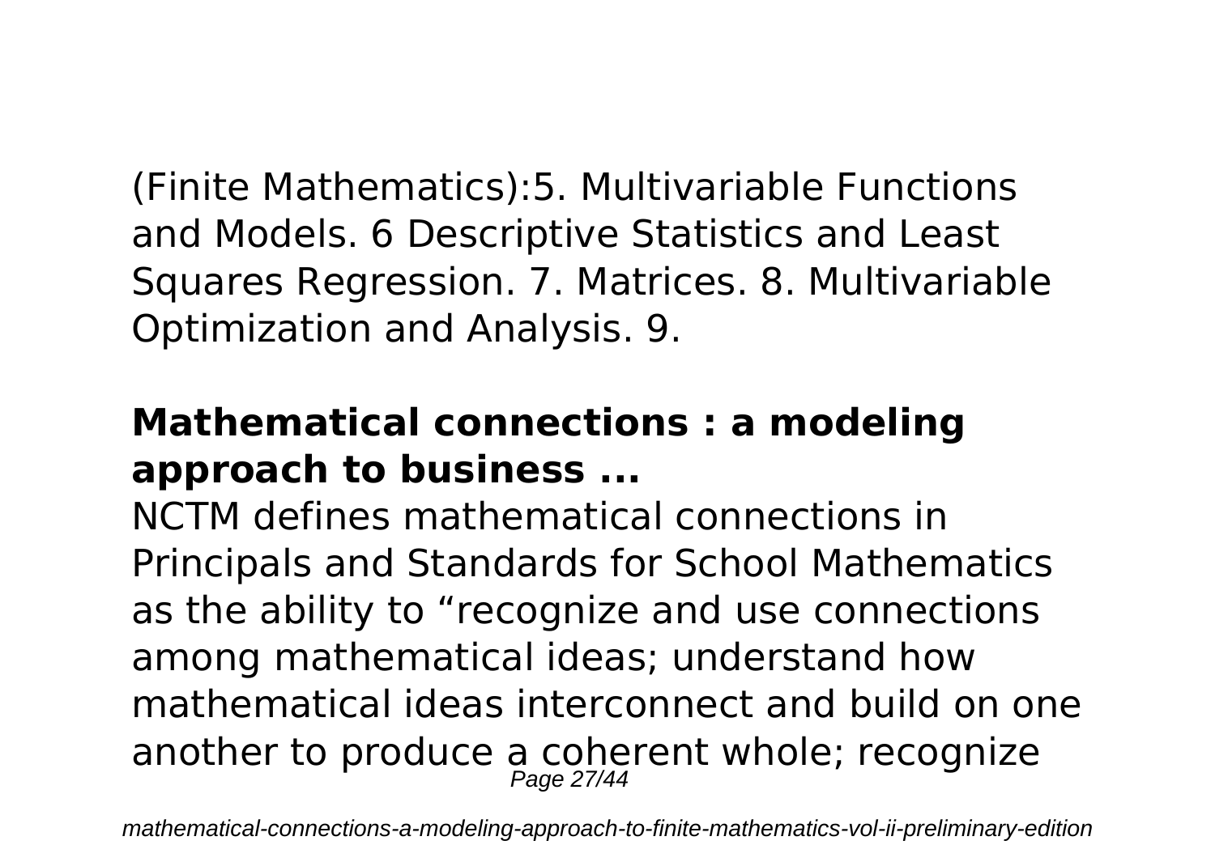(Finite Mathematics):5. Multivariable Functions and Models. 6 Descriptive Statistics and Least Squares Regression. 7. Matrices. 8. Multivariable Optimization and Analysis. 9.

## Mathematical connections : a modeling approach to business ...

NCTM defines mathematical connections in Principals and Standards for School Mathematics as the ability to "recognize and use connections among mathematical ideas; understand how mathematical ideas interconnect and build on one another to produce a coherent whole; recognize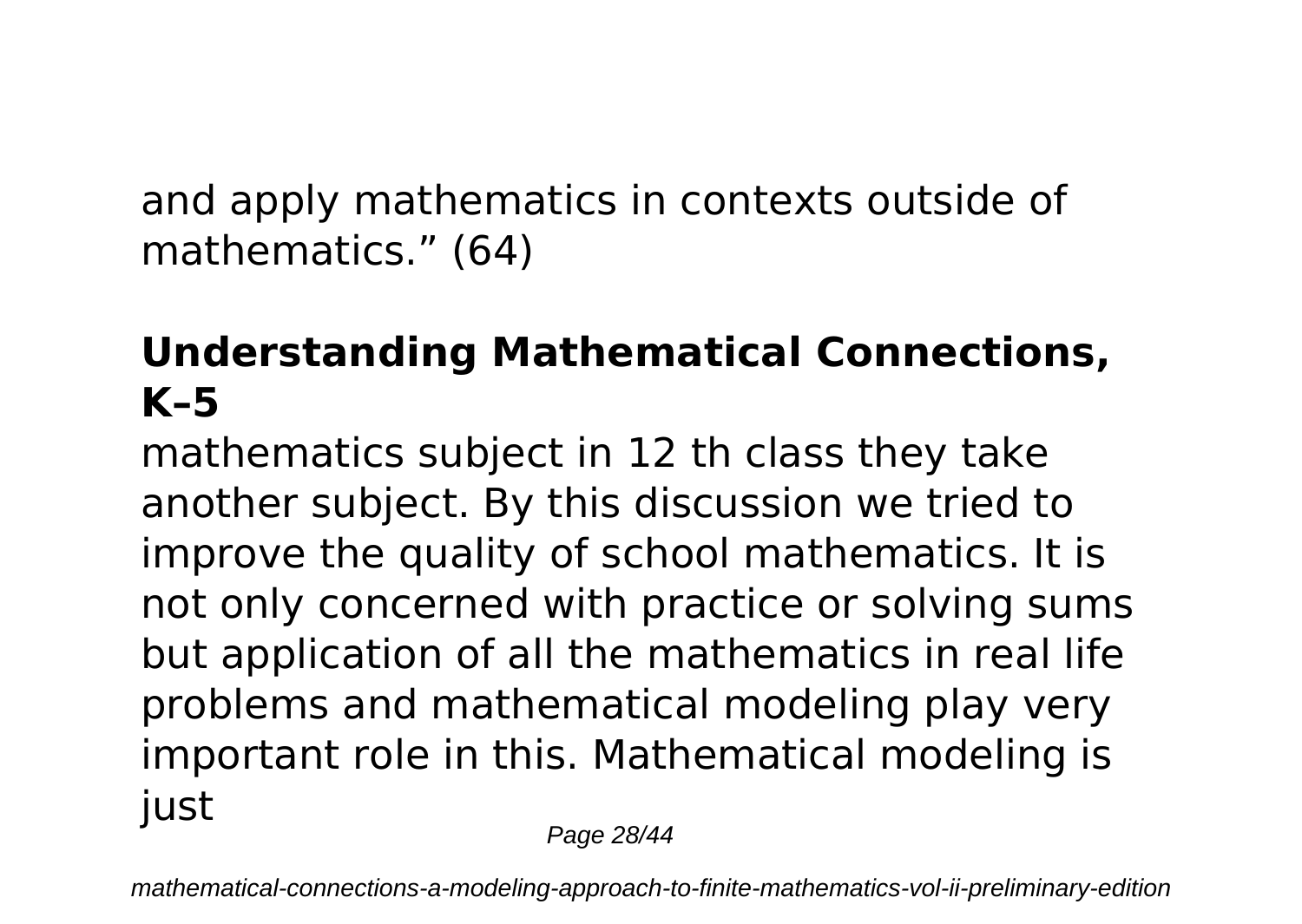and apply mathematics in contexts outside of mathematics." (64)

## Understanding Mathematical Connections, K–5

mathematics subject in 12 th class they take another subject. By this discussion we tried to improve the quality of school mathematics. It is not only concerned with practice or solving sums but application of all the mathematics in real life problems and mathematical modeling play very important role in this. Mathematical modeling is just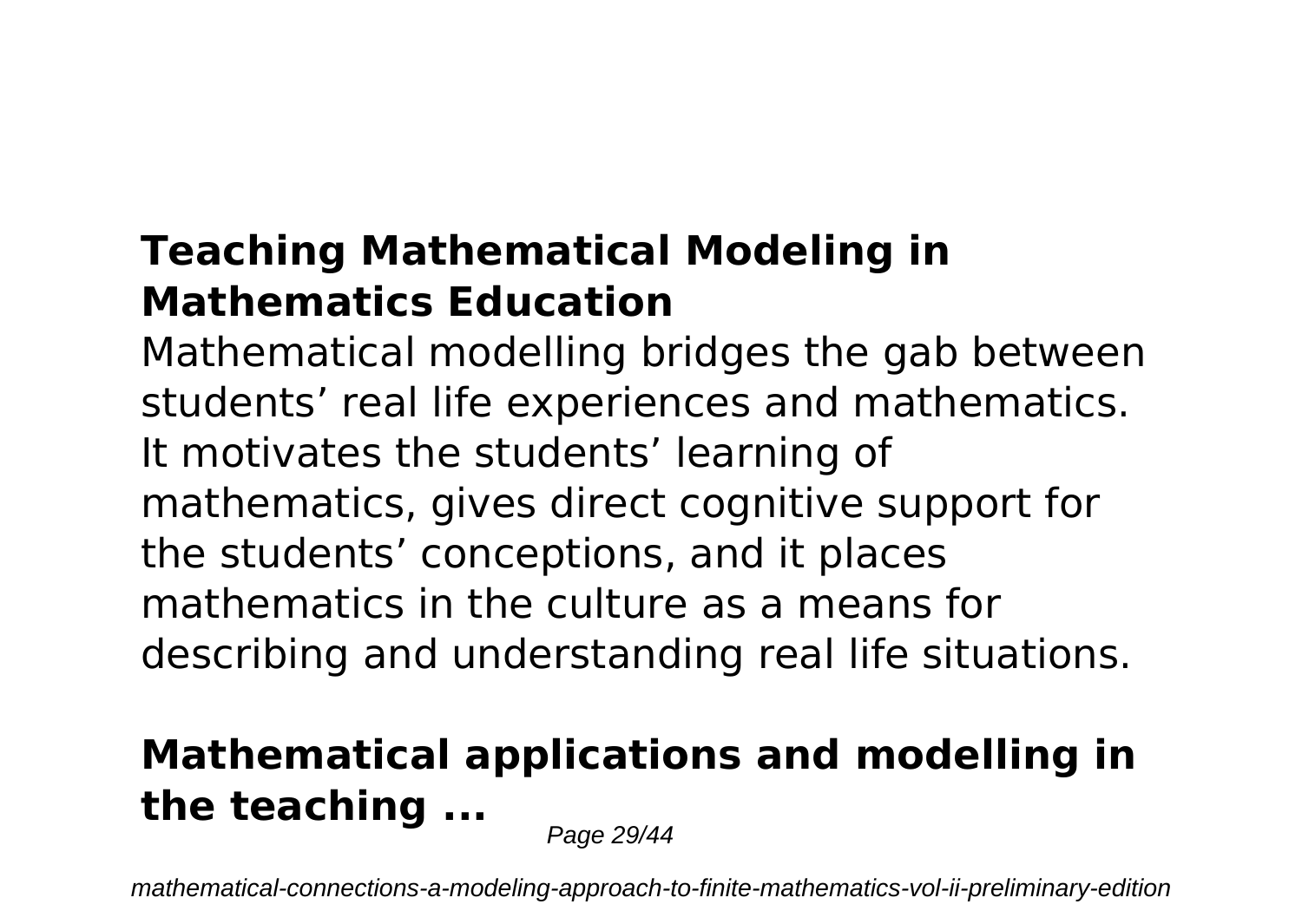## Teaching Mathematical Modeling in Mathematics Education

Mathematical modelling bridges the gab between students' real life experiences and mathematics. It motivates the students' learning of mathematics, gives direct cognitive support for the students' conceptions, and it places mathematics in the culture as a means for describing and understanding real life situations.

## Mathematical applications and modelling in the teaching ...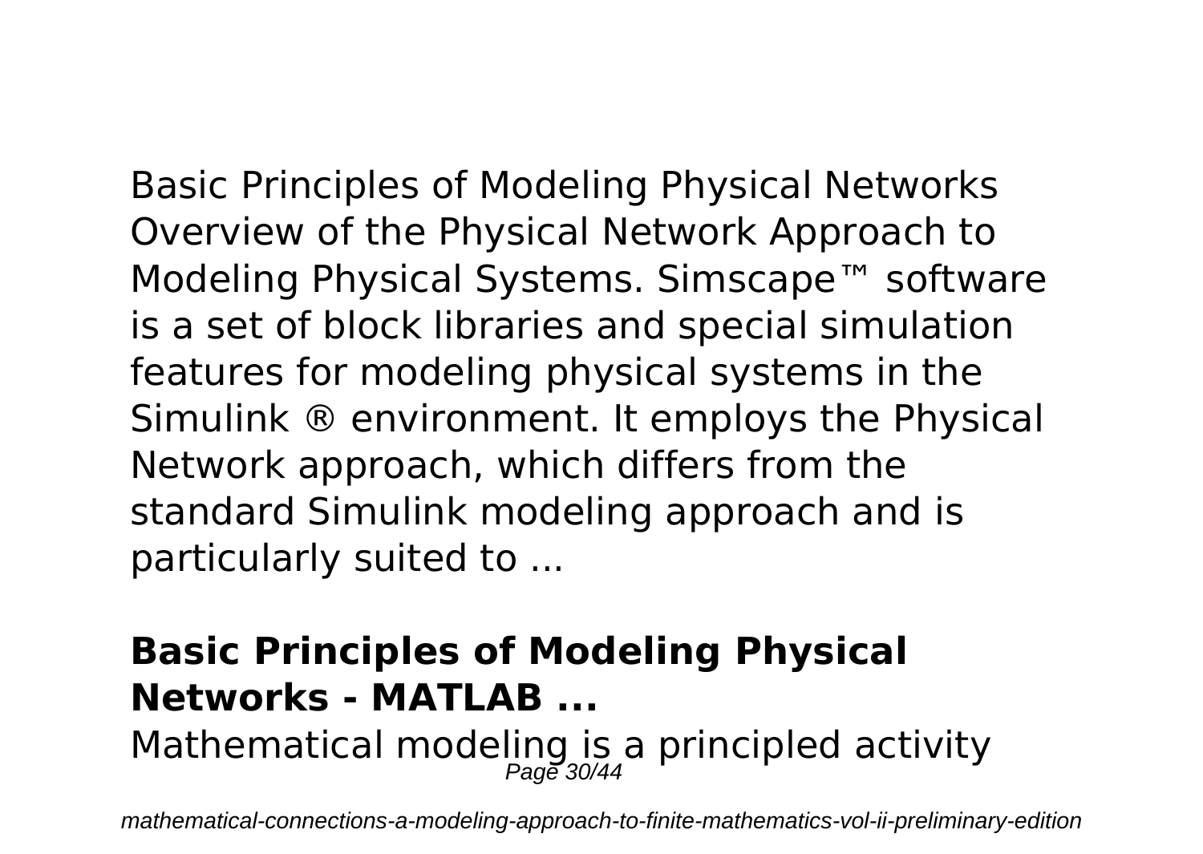Basic Principles of Modeling Physical Networks Overview of the Physical Network Approach to Modeling Physical Systems. Simscape™ software is a set of block libraries and special simulation features for modeling physical systems in the Simulink ® environment. It employs the Physical Network approach, which differs from the standard Simulink modeling approach and is particularly suited to ...

## Basic Principles of Modeling Physical Networks - MATLAB ...

Mathematical modeling is a principled activity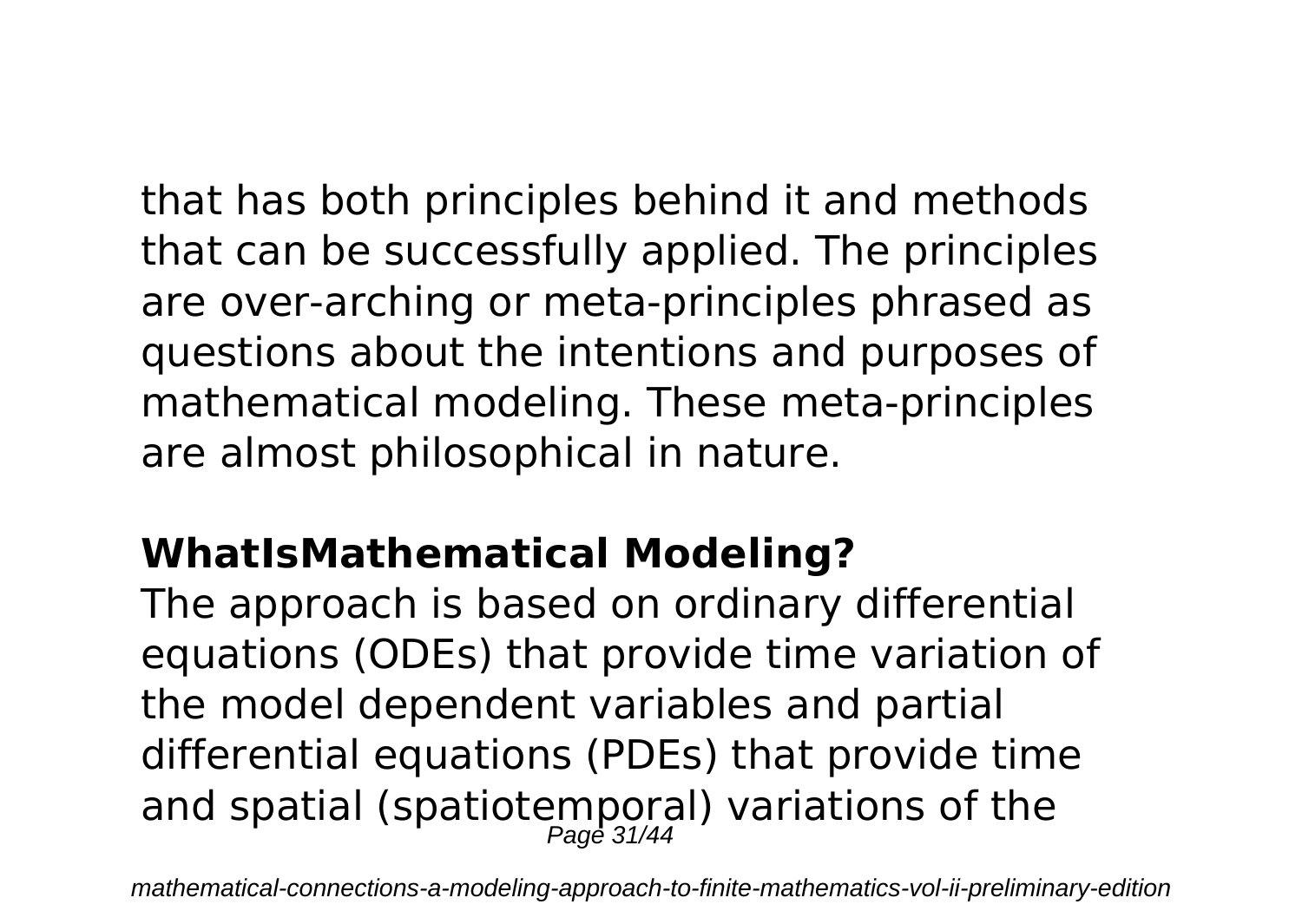that has both principles behind it and methods that can be successfully applied. The principles are over-arching or meta-principles phrased as questions about the intentions and purposes of mathematical modeling. These meta-principles are almost philosophical in nature.

## WhatIsMathematical Modeling?

The approach is based on ordinary differential equations (ODEs) that provide time variation of the model dependent variables and partial differential equations (PDEs) that provide time and spatial (spatiotemporal) variations of the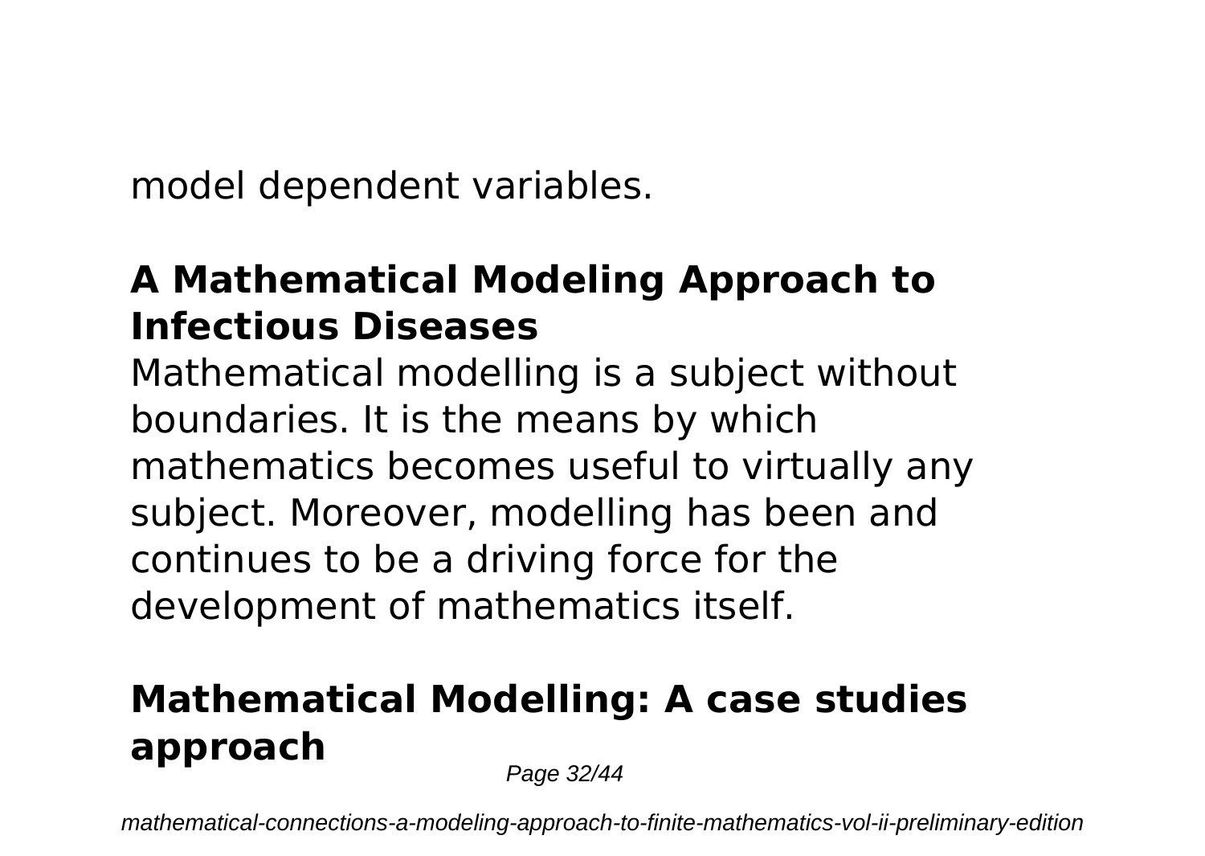model dependent variables.

## A Mathematical Modeling Approach to Infectious Diseases

Mathematical modelling is a subject without boundaries. It is the means by which mathematics becomes useful to virtually any subject. Moreover, modelling has been and continues to be a driving force for the development of mathematics itself.

## Mathematical Modelling: A case studies approach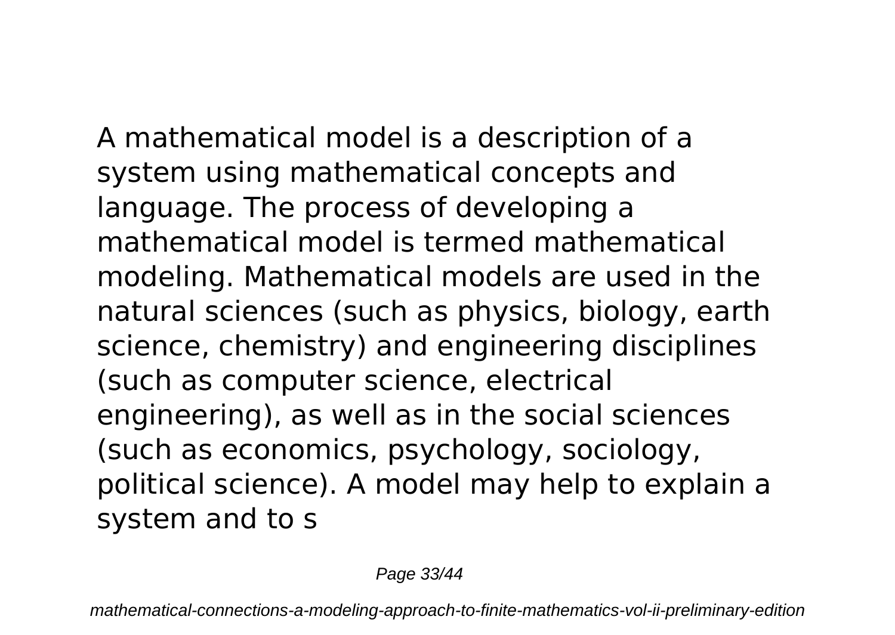A mathematical model is a description of a system using mathematical concepts and language. The process of developing a mathematical model is termed mathematical modeling. Mathematical models are used in the natural sciences (such as physics, biology, earth science, chemistry) and engineering disciplines (such as computer science, electrical engineering), as well as in the social sciences (such as economics, psychology, sociology, political science). A model may help to explain a system and to s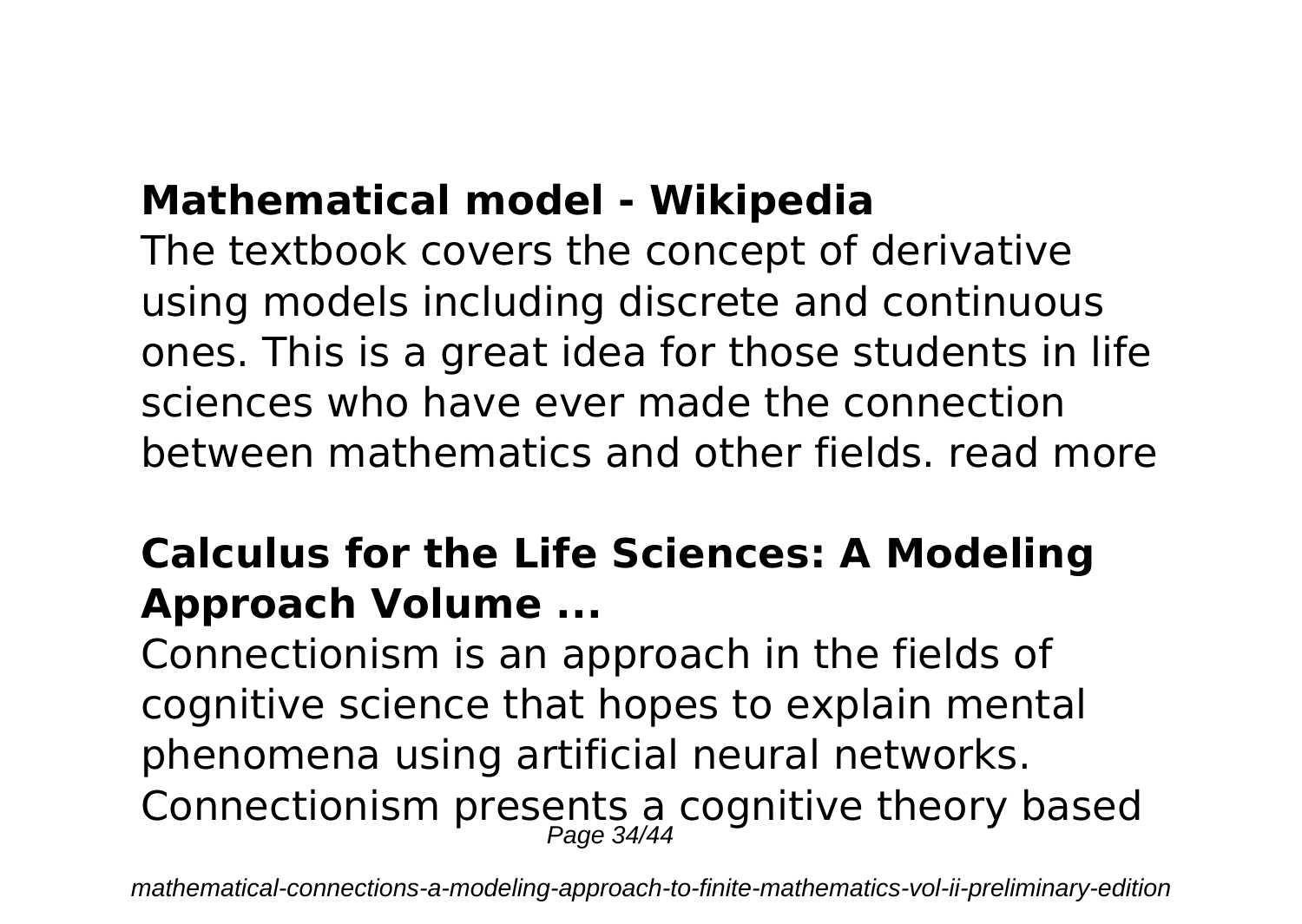## Mathematical model - Wikipedia

The textbook covers the concept of derivative using models including discrete and continuous ones. This is a great idea for those students in life sciences who have ever made the connection between mathematics and other fields. read more

## Calculus for the Life Sciences: A Modeling Approach Volume ...

Connectionism is an approach in the fields of cognitive science that hopes to explain mental phenomena using artificial neural networks. Connectionism presents a cognitive theory based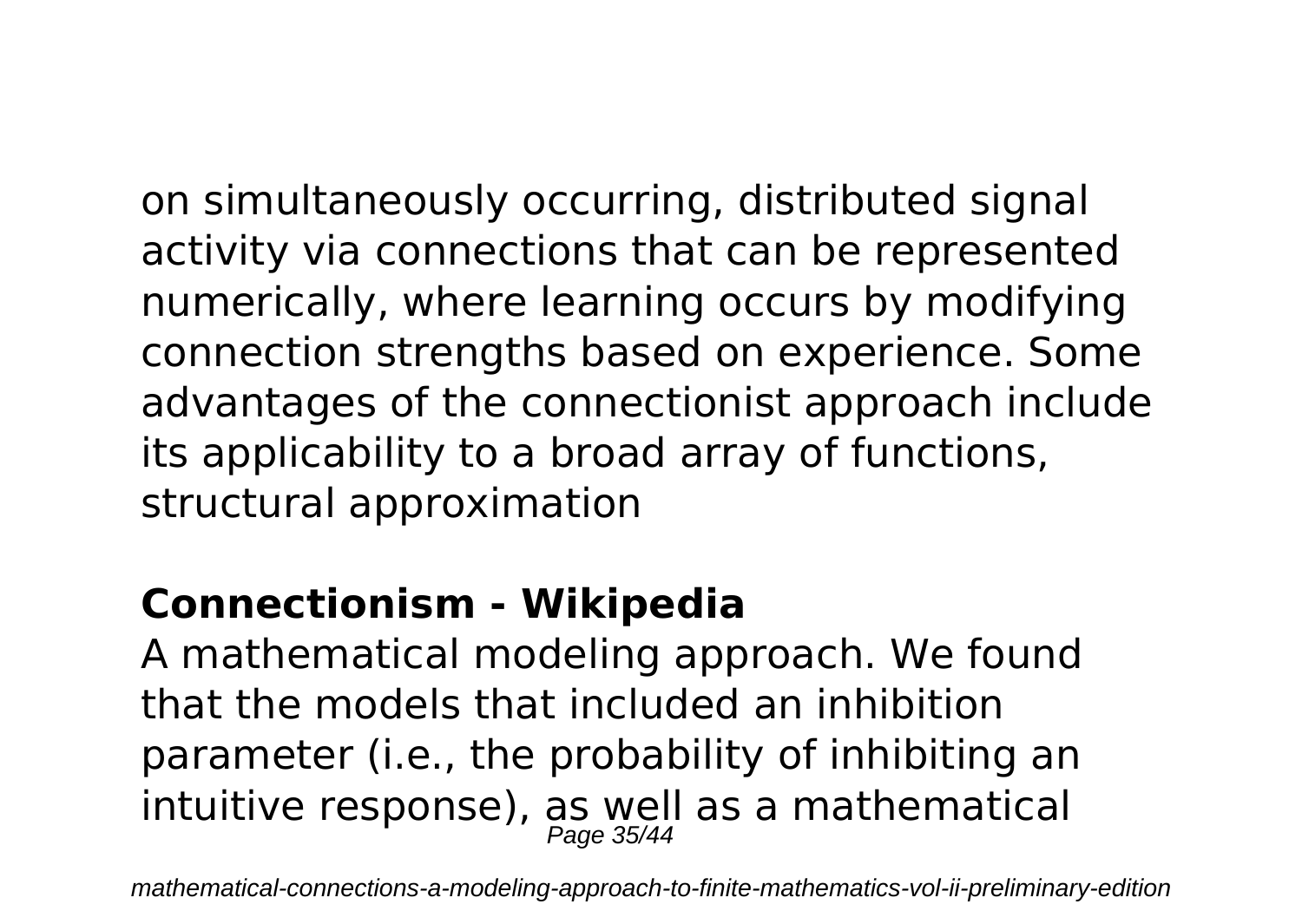on simultaneously occurring, distributed signal activity via connections that can be represented numerically, where learning occurs by modifying connection strengths based on experience. Some advantages of the connectionist approach include its applicability to a broad array of functions, structural approximation

**Connectionism - Wikipedia**

A mathematical modeling approach. We found that the models that included an inhibition parameter (i.e., the probability of inhibiting an intuitive response), as well as a mathematical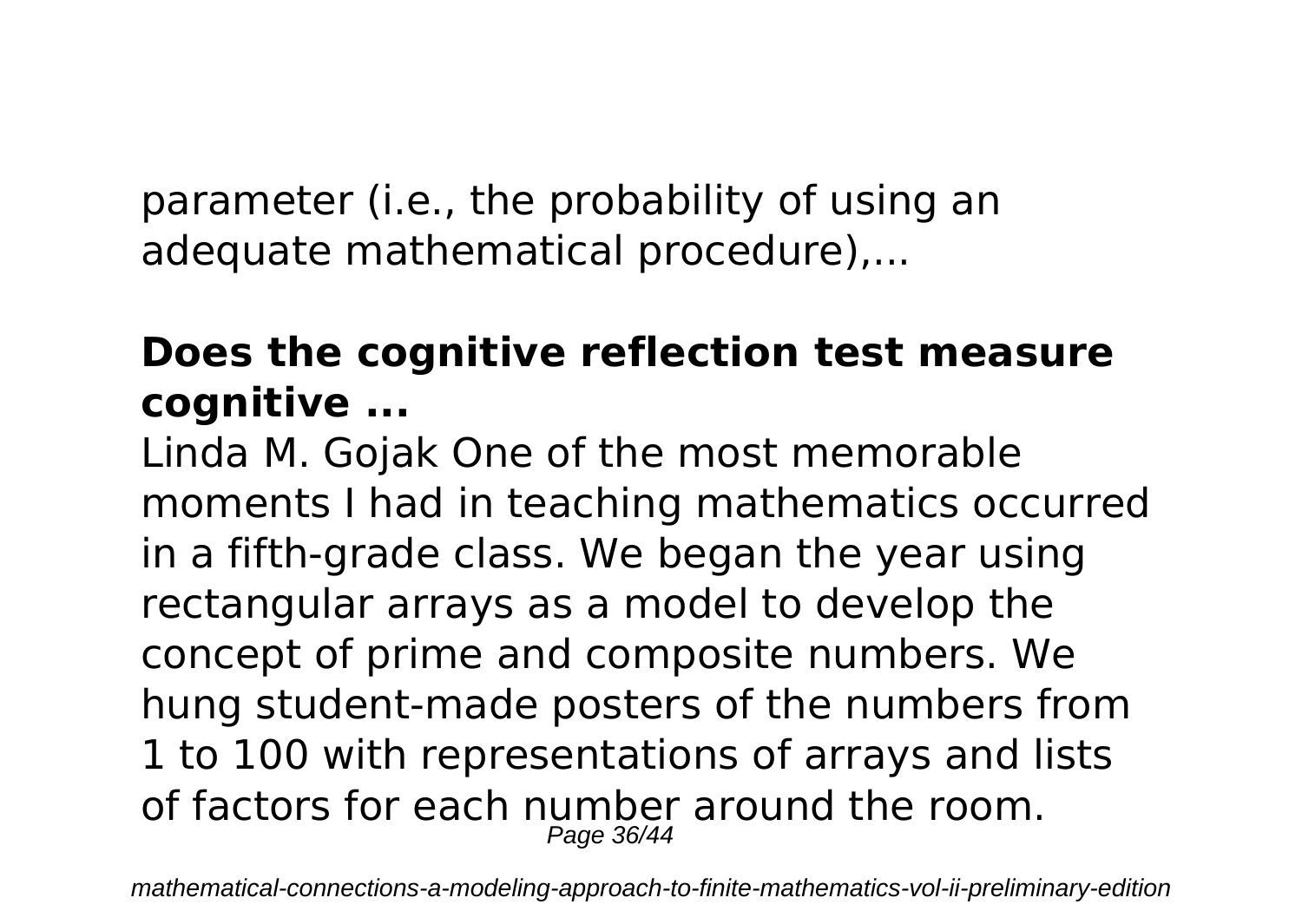parameter (i.e., the probability of using an adequate mathematical procedure),...

## **Does the cognitive reflection test measure cognitive ...**

Linda M. Gojak One of the most memorable moments I had in teaching mathematics occurred in a fifth-grade class. We began the year using rectangular arrays as a model to develop the concept of prime and composite numbers. We hung student-made posters of the numbers from 1 to 100 with representations of arrays and lists of factors for each number around the room.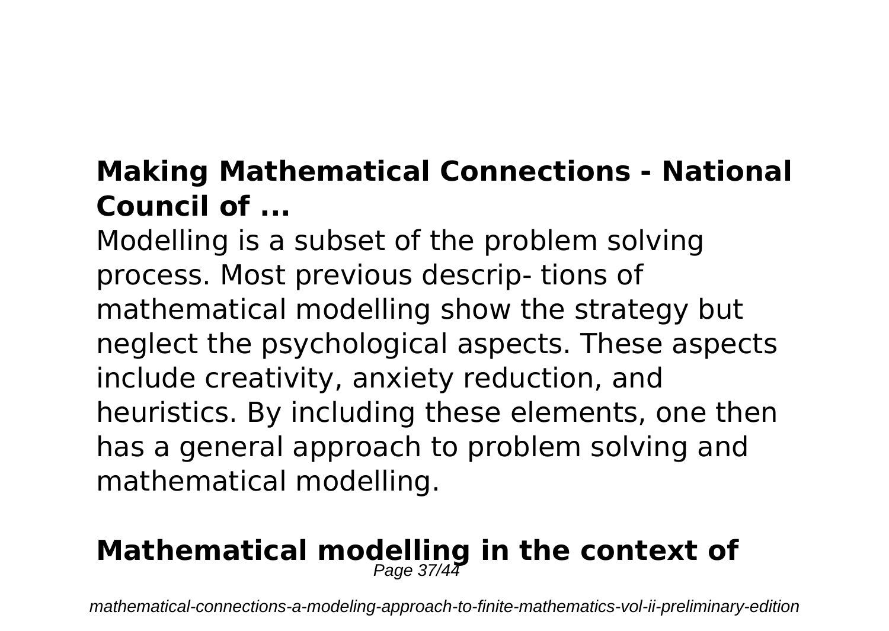## Making Mathematical Connections - National Council of ...

Modelling is a subset of the problem solving process. Most previous descrip- tions of mathematical modelling show the strategy but neglect the psychological aspects. These aspects include creativity, anxiety reduction, and heuristics. By including these elements, one then has a general approach to problem solving and mathematical modelling.

## Mathematical modelling in the context of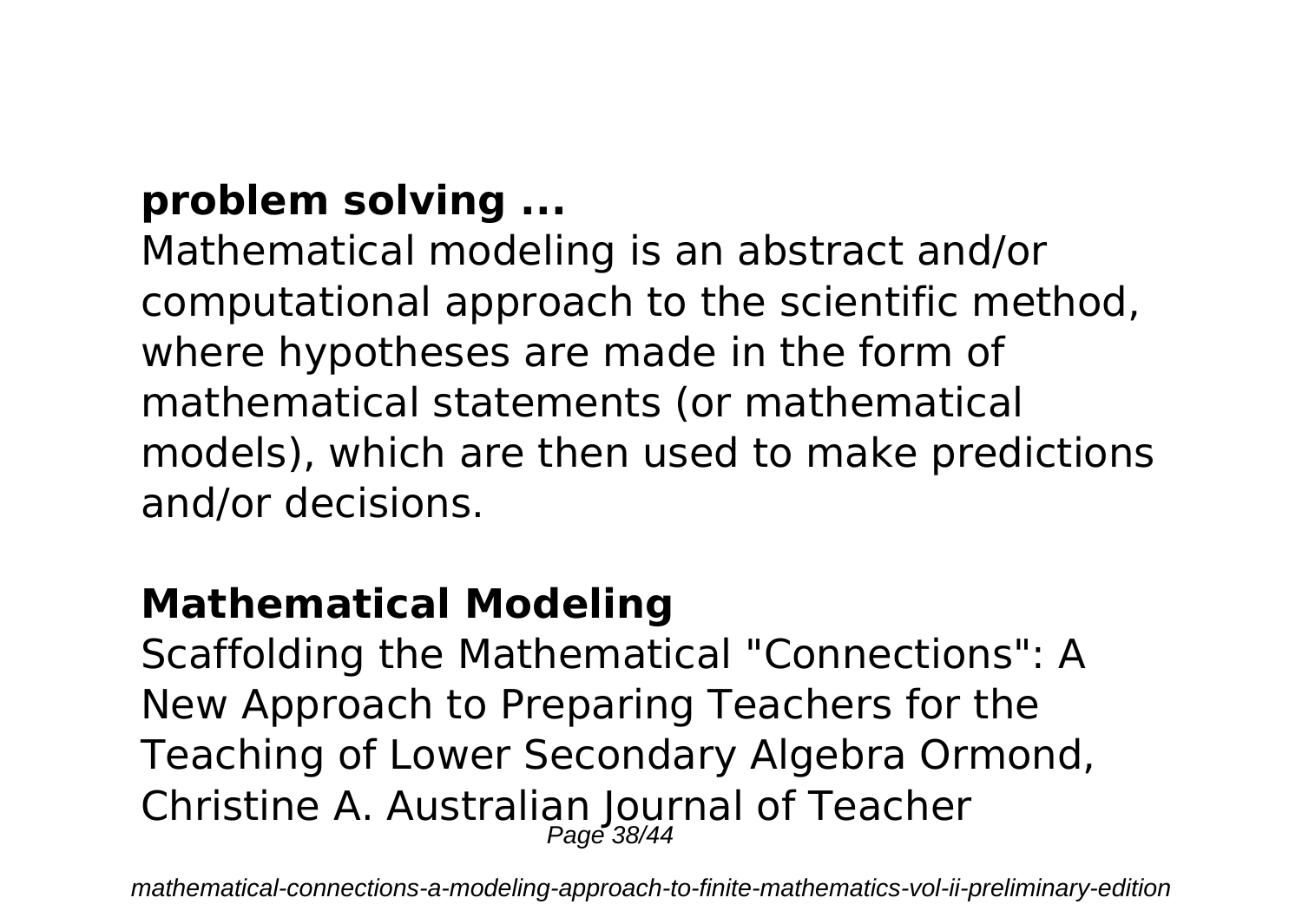## problem solving ...

Mathematical modeling is an abstract and/or computational approach to the scientific method, where hypotheses are made in the form of mathematical statements (or mathematical models), which are then used to make predictions and/or decisions.

## Mathematical Modeling

Scaffolding the Mathematical "Connections": A New Approach to Preparing Teachers for the Teaching of Lower Secondary Algebra Ormond, Christine A. Australian Journal of Teacher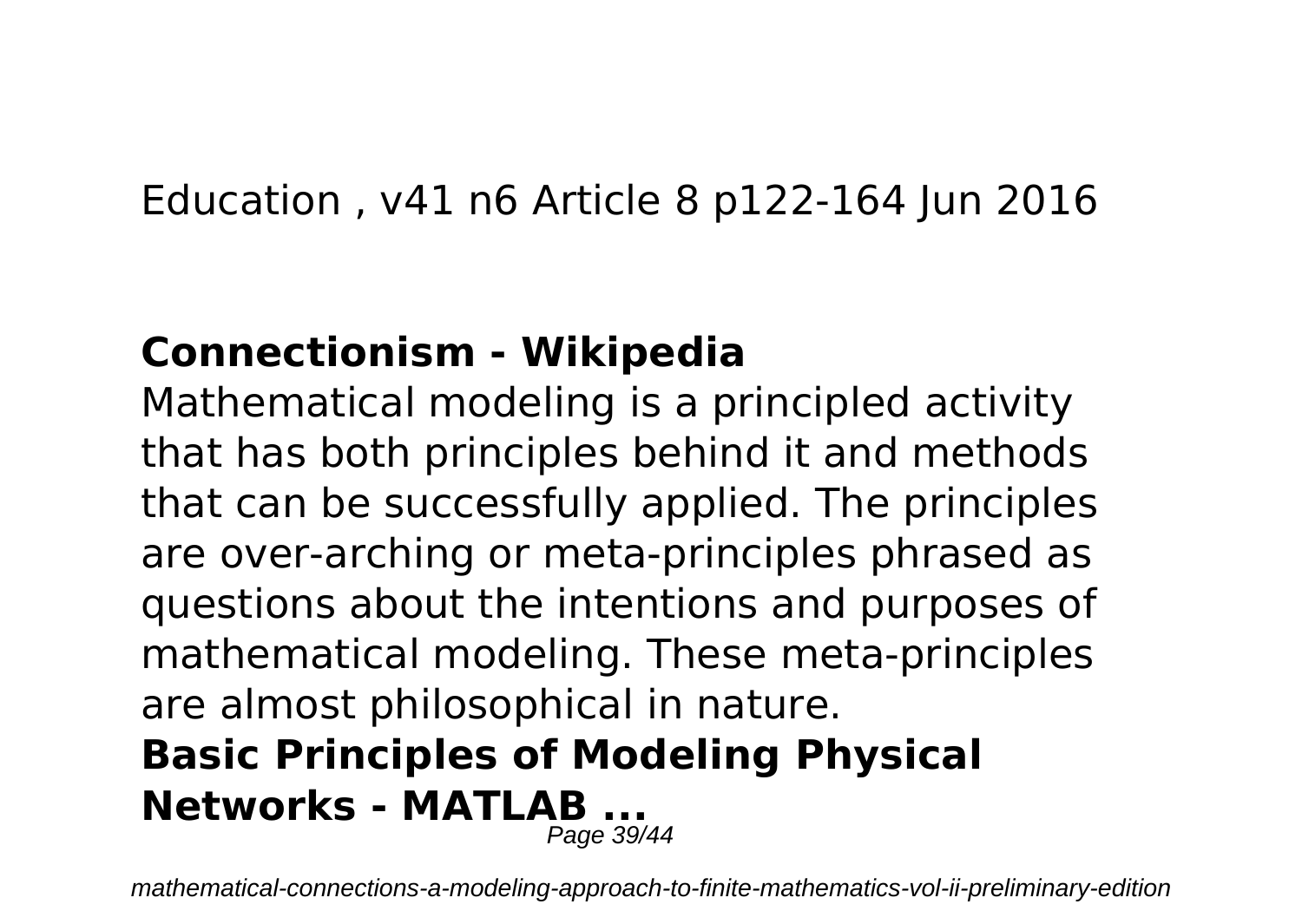Education , v41 n6 Article 8 p122-164 Jun 2016

## Connectionism - Wikipedia

Mathematical modeling is a principled activity that has both principles behind it and methods that can be successfully applied. The principles are over-arching or meta-principles phrased as questions about the intentions and purposes of mathematical modeling. These meta-principles are almost philosophical in nature.

## Basic Principles of Modeling Physical Networks - MATLAB ...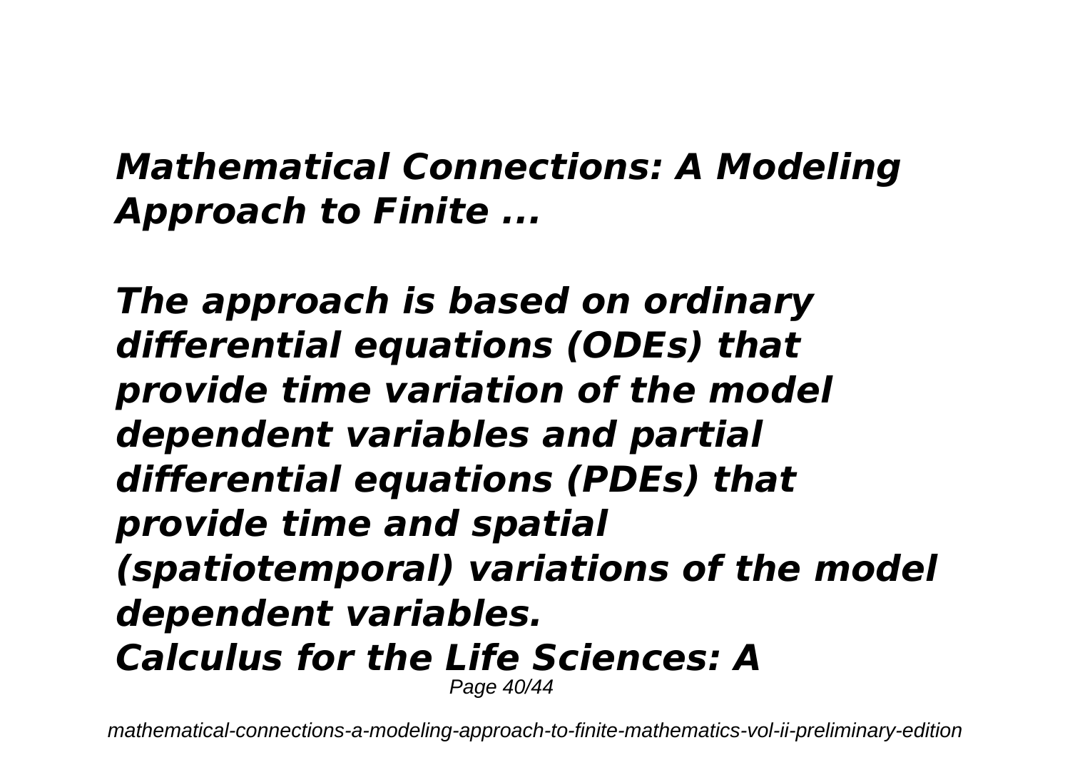***Mathematical Connections: A Modeling Approach to Finite ...***

***The approach is based on ordinary differential equations (ODEs) that provide time variation of the model dependent variables and partial differential equations (PDEs) that provide time and spatial (spatiotemporal) variations of the model dependent variables.***

***Calculus for the Life Sciences: A***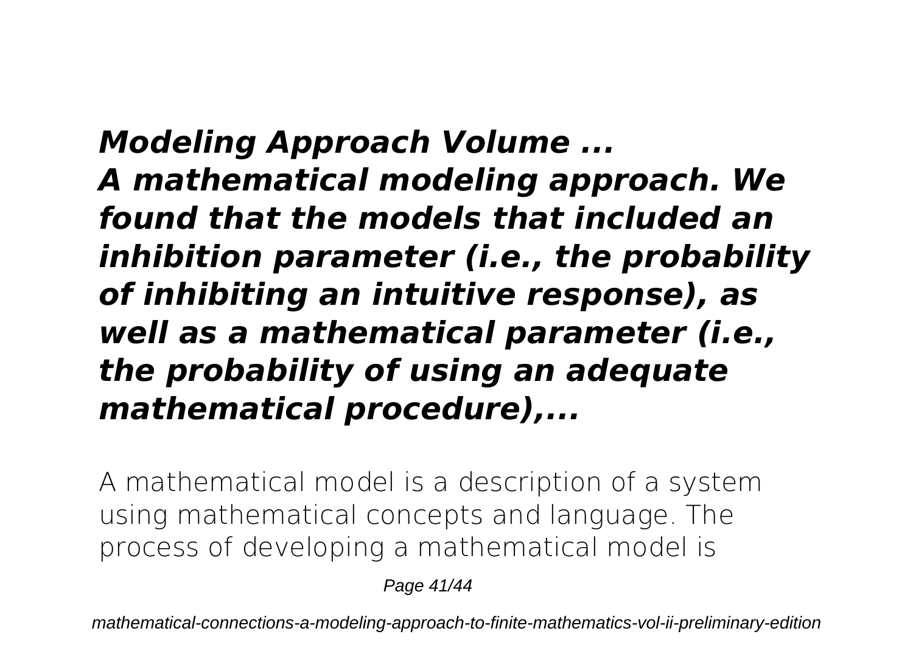## *Modeling Approach Volume ...*

***A mathematical modeling approach. We found that the models that included an inhibition parameter (i.e., the probability of inhibiting an intuitive response), as well as a mathematical parameter (i.e., the probability of using an adequate mathematical procedure),...***

A mathematical model is a description of a system using mathematical concepts and language. The process of developing a mathematical model is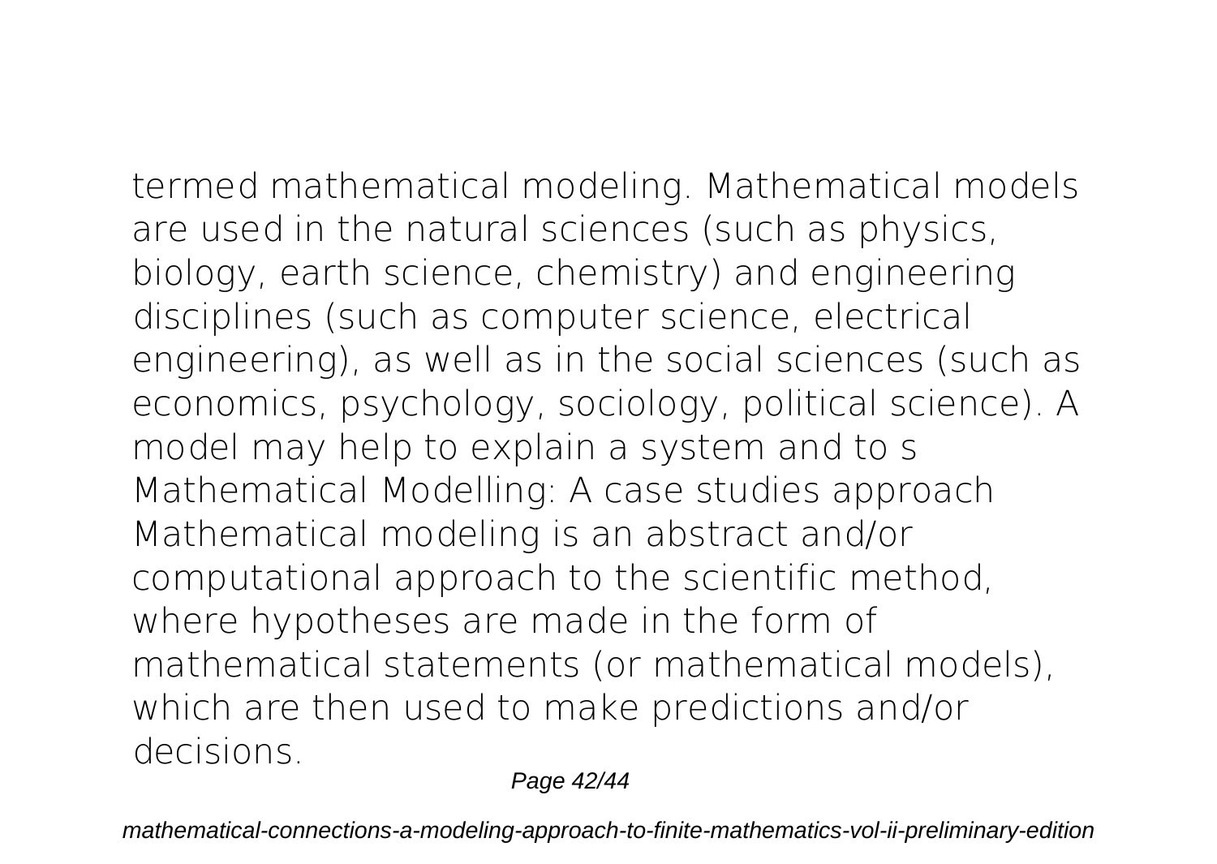termed mathematical modeling. Mathematical models are used in the natural sciences (such as physics, biology, earth science, chemistry) and engineering disciplines (such as computer science, electrical engineering), as well as in the social sciences (such as economics, psychology, sociology, political science). A model may help to explain a system and to s

Mathematical Modelling: A case studies approach

Mathematical modeling is an abstract and/or computational approach to the scientific method, where hypotheses are made in the form of mathematical statements (or mathematical models), which are then used to make predictions and/or decisions.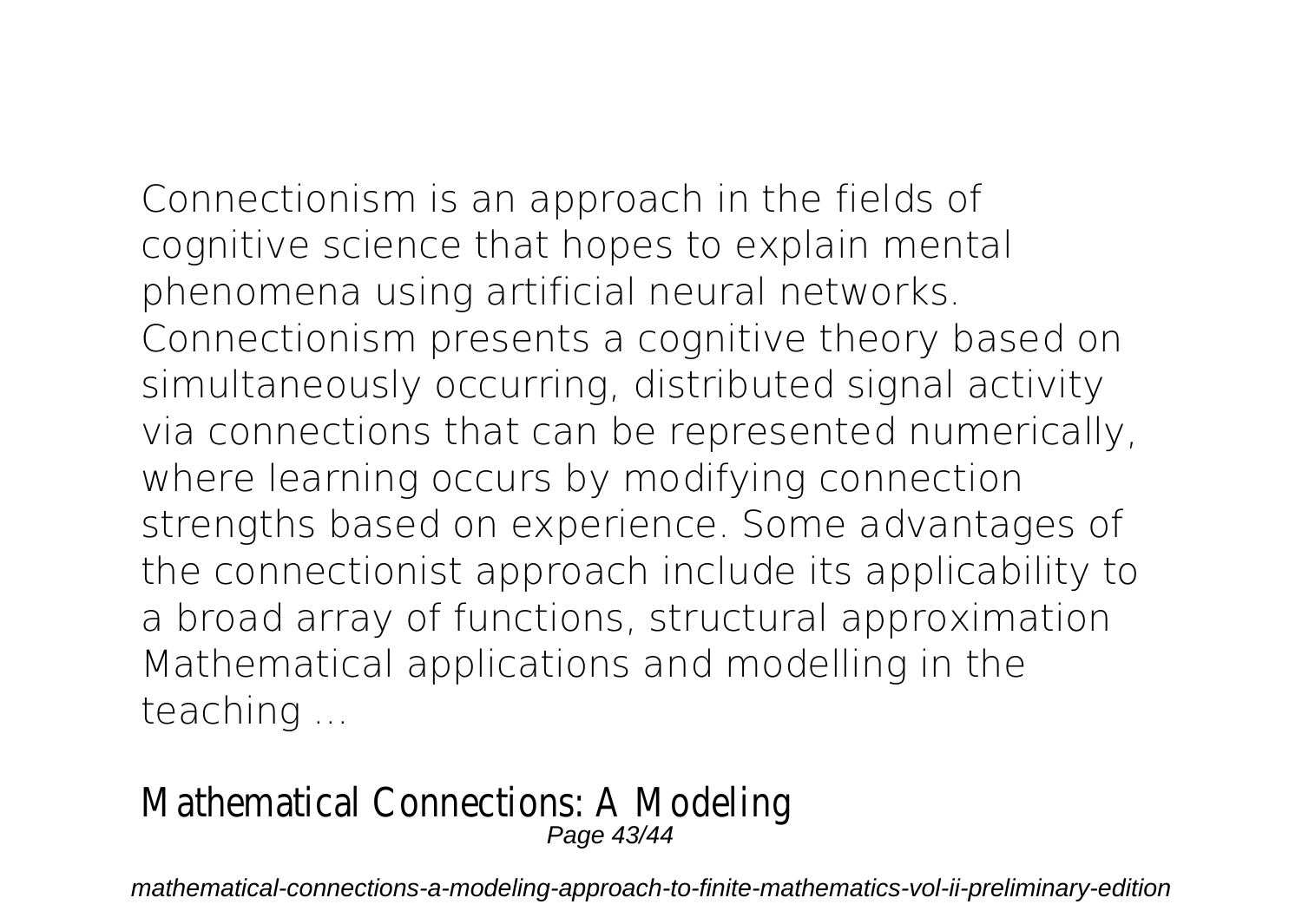Connectionism is an approach in the fields of cognitive science that hopes to explain mental phenomena using artificial neural networks. Connectionism presents a cognitive theory based on simultaneously occurring, distributed signal activity via connections that can be represented numerically, where learning occurs by modifying connection strengths based on experience. Some advantages of the connectionist approach include its applicability to a broad array of functions, structural approximation Mathematical applications and modelling in the teaching ...

## Mathematical Connections: A Modeling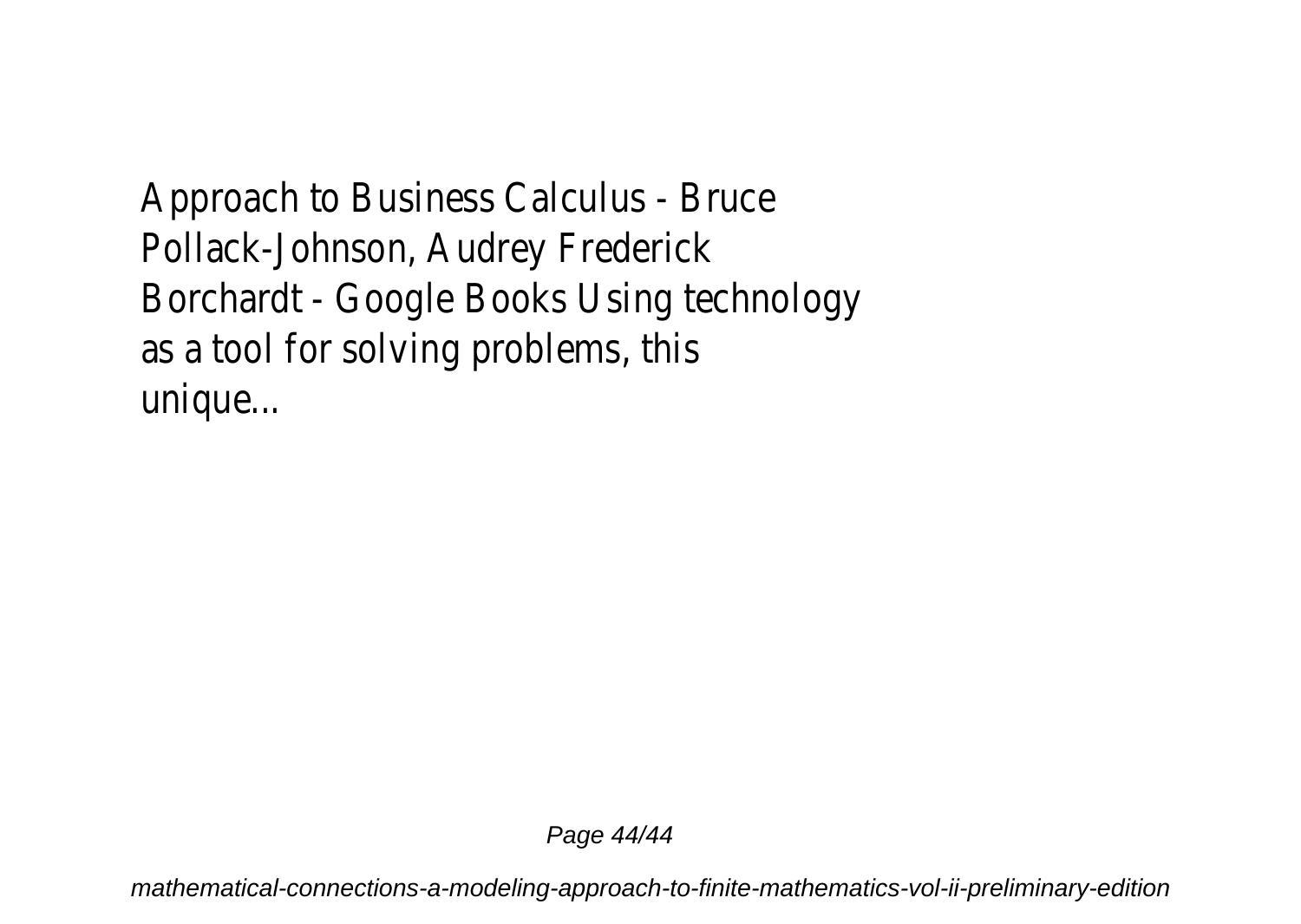Approach to Business Calculus - Bruce Pollack-Johnson, Audrey Frederick Borchardt - Google Books Using technology as a tool for solving problems, this unique...